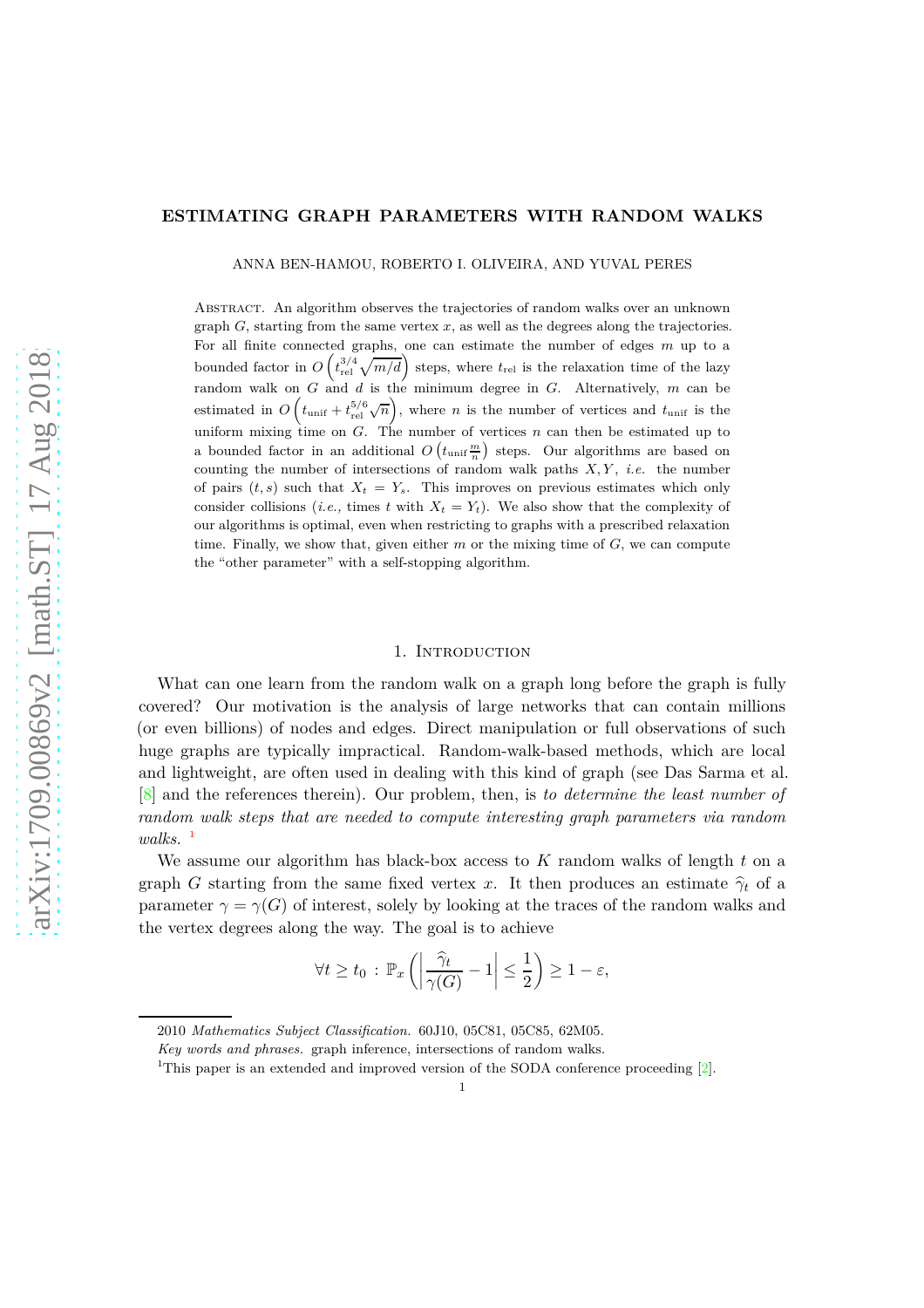# ESTIMATING GRAPH PARAMETERS WITH RANDOM WALKS

ANNA BEN-HAMOU, ROBERTO I. OLIVEIRA, AND YUVAL PERES

Abstract. An algorithm observes the trajectories of random walks over an unknown graph $G$, starting from the same vertex $x$, as well as the degrees along the trajectories. For all finite connected graphs, one can estimate the number of edges $m$ up to a bounded factor in $O\left(t_{\mathrm{rel}}^{3/4}\sqrt{m/d}\right)$ steps, where $t_{\mathrm{rel}}$ is the relaxation time of the lazy random walk on $G$ and $d$ is the minimum degree in $G$. Alternatively, $m$ can be estimated in $O\left(t_{\mathrm{unif}}+t_{\mathrm{rel}}^{5/6}\sqrt{n}\right)$, where $n$ is the number of vertices and $t_{\mathrm{unif}}$ is the uniform mixing time on $G$. The number of vertices $n$ can then be estimated up to a bounded factor in an additional $O\left(t_{\mathrm{unif}}\frac{m}{n}\right)$ steps. Our algorithms are based on counting the number of intersections of random walk paths $X, Y$, *i.e.* the number of pairs $(t,s)$ such that $X_t = Y_s$. This improves on previous estimates which only consider collisions (*i.e.,* times $t$ with $X_t = Y_t$). We also show that the complexity of our algorithms is optimal, even when restricting to graphs with a prescribed relaxation time. Finally, we show that, given either $m$ or the mixing time of $G$, we can compute the "other parameter" with a self-stopping algorithm.

## 1. Introduction

What can one learn from the random walk on a graph long before the graph is fully covered? Our motivation is the analysis of large networks that can contain millions (or even billions) of nodes and edges. Direct manipulation or full observations of such huge graphs are typically impractical. Random-walk-based methods, which are local and lightweight, are often used in dealing with this kind of graph (see Das Sarma et al. [8] and the references therein). Our problem, then, is *to determine the least number of random walk steps that are needed to compute interesting graph parameters via random walks.* [1]

We assume our algorithm has black-box access to $K$ random walks of length $t$ on a graph $G$ starting from the same fixed vertex $x$. It then produces an estimate $\widehat{\gamma}_t$ of a parameter $\gamma = \gamma(G)$ of interest, solely by looking at the traces of the random walks and the vertex degrees along the way. The goal is to achieve

$$\forall t \geq t_0 \,:\, \mathbb{P}_x\left(\left|\frac{\widehat{\gamma}_t}{\gamma(G)} - 1\right| \leq \frac{1}{2}\right) \geq 1 - \varepsilon,$$

2010 *Mathematics Subject Classification.* 60J10, 05C81, 05C85, 62M05.

*Key words and phrases.* graph inference, intersections of random walks.

[1] This paper is an extended and improved version of the SODA conference proceeding [2].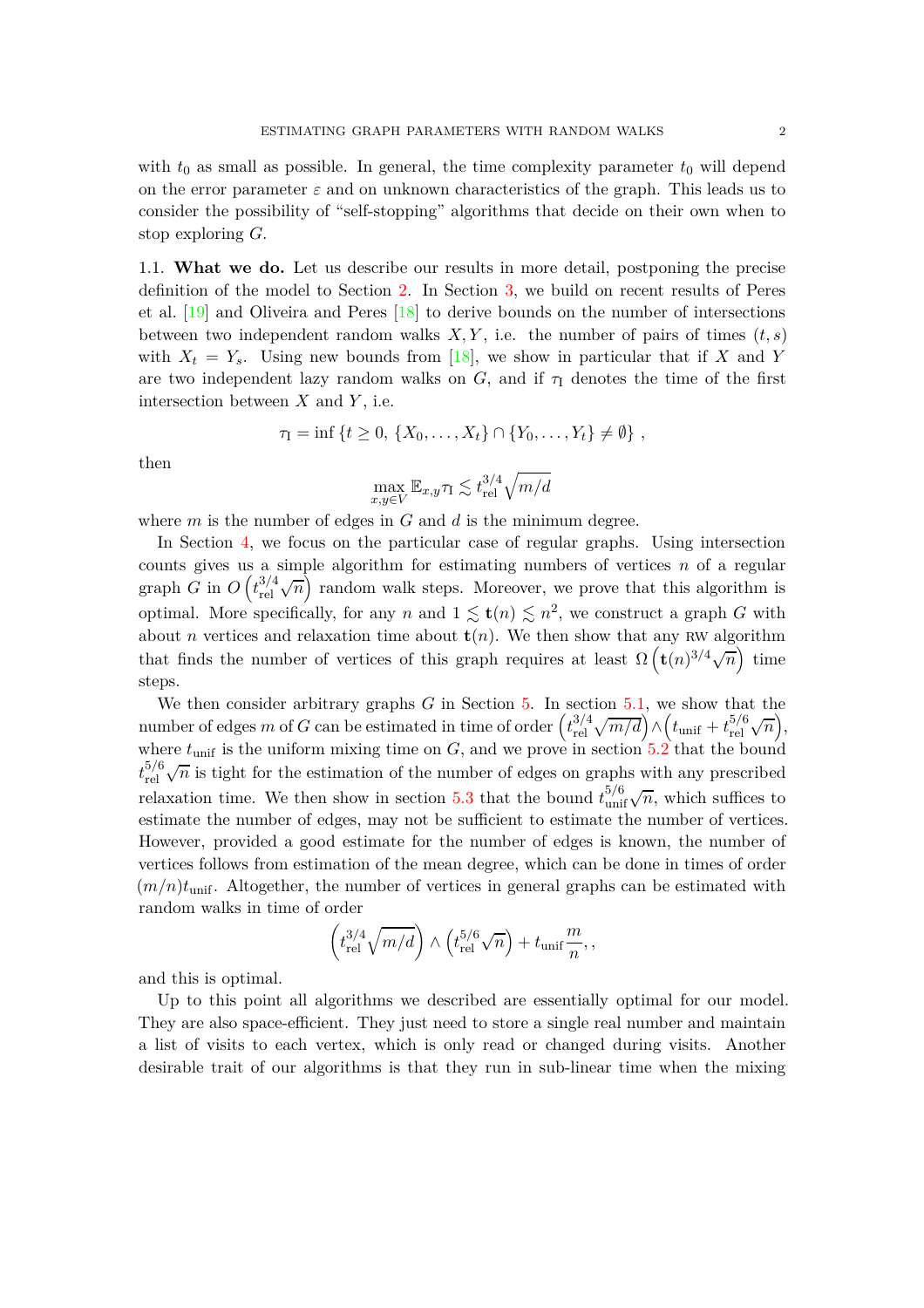with $t_0$ as small as possible. In general, the time complexity parameter $t_0$ will depend on the error parameter $\varepsilon$ and on unknown characteristics of the graph. This leads us to consider the possibility of "self-stopping" algorithms that decide on their own when to stop exploring $G$.

1.1. **What we do.** Let us describe our results in more detail, postponing the precise definition of the model to Section 2. In Section 3, we build on recent results of Peres et al. [19] and Oliveira and Peres [18] to derive bounds on the number of intersections between two independent random walks $X, Y$, i.e. the number of pairs of times $(t, s)$ with $X_t = Y_s$. Using new bounds from [18], we show in particular that if $X$ and $Y$ are two independent lazy random walks on $G$, and if $\tau_{\rm I}$ denotes the time of the first intersection between $X$ and $Y$, i.e.

$$\tau_{\rm I} = \inf \{t \geq 0, \{X_0, \ldots, X_t\} \cap \{Y_0, \ldots, Y_t\} \neq \emptyset\} \ ,$$

then

$$\max_{x,y \in V} \mathbb{E}_{x,y} \tau_{\rm I} \lesssim t_{\rm rel}^{3/4} \sqrt{m/d}$$

where $m$ is the number of edges in $G$ and $d$ is the minimum degree.

In Section 4, we focus on the particular case of regular graphs. Using intersection counts gives us a simple algorithm for estimating numbers of vertices $n$ of a regular graph $G$ in $O\left(t_{\rm rel}^{3/4} \sqrt{n}\right)$ random walk steps. Moreover, we prove that this algorithm is optimal. More specifically, for any $n$ and $1 \lesssim \mathbf{t}(n) \lesssim n^2$, we construct a graph $G$ with about $n$ vertices and relaxation time about $\mathbf{t}(n)$. We then show that any RW algorithm that finds the number of vertices of this graph requires at least $\Omega\left(\mathbf{t}(n)^{3/4} \sqrt{n}\right)$ time steps.

We then consider arbitrary graphs $G$ in Section 5. In section 5.1, we show that the number of edges $m$ of $G$ can be estimated in time of order $\left(t_{\rm rel}^{3/4} \sqrt{m/d}\right) \wedge \left(t_{\rm unif} + t_{\rm rel}^{5/6} \sqrt{n}\right)$, where $t_{\rm unif}$ is the uniform mixing time on $G$, and we prove in section 5.2 that the bound $t_{\rm rel}^{5/6} \sqrt{n}$ is tight for the estimation of the number of edges on graphs with any prescribed relaxation time. We then show in section 5.3 that the bound $t_{\rm unif}^{5/6} \sqrt{n}$, which suffices to estimate the number of edges, may not be sufficient to estimate the number of vertices. However, provided a good estimate for the number of edges is known, the number of vertices follows from estimation of the mean degree, which can be done in times of order $(m/n) t_{\rm unif}$. Altogether, the number of vertices in general graphs can be estimated with random walks in time of order

$$\left(t_{\rm rel}^{3/4} \sqrt{m/d}\right) \wedge \left(t_{\rm rel}^{5/6} \sqrt{n}\right) + t_{\rm unif} \frac{m}{n}, ,$$

and this is optimal.

Up to this point all algorithms we described are essentially optimal for our model. They are also space-efficient. They just need to store a single real number and maintain a list of visits to each vertex, which is only read or changed during visits. Another desirable trait of our algorithms is that they run in sub-linear time when the mixing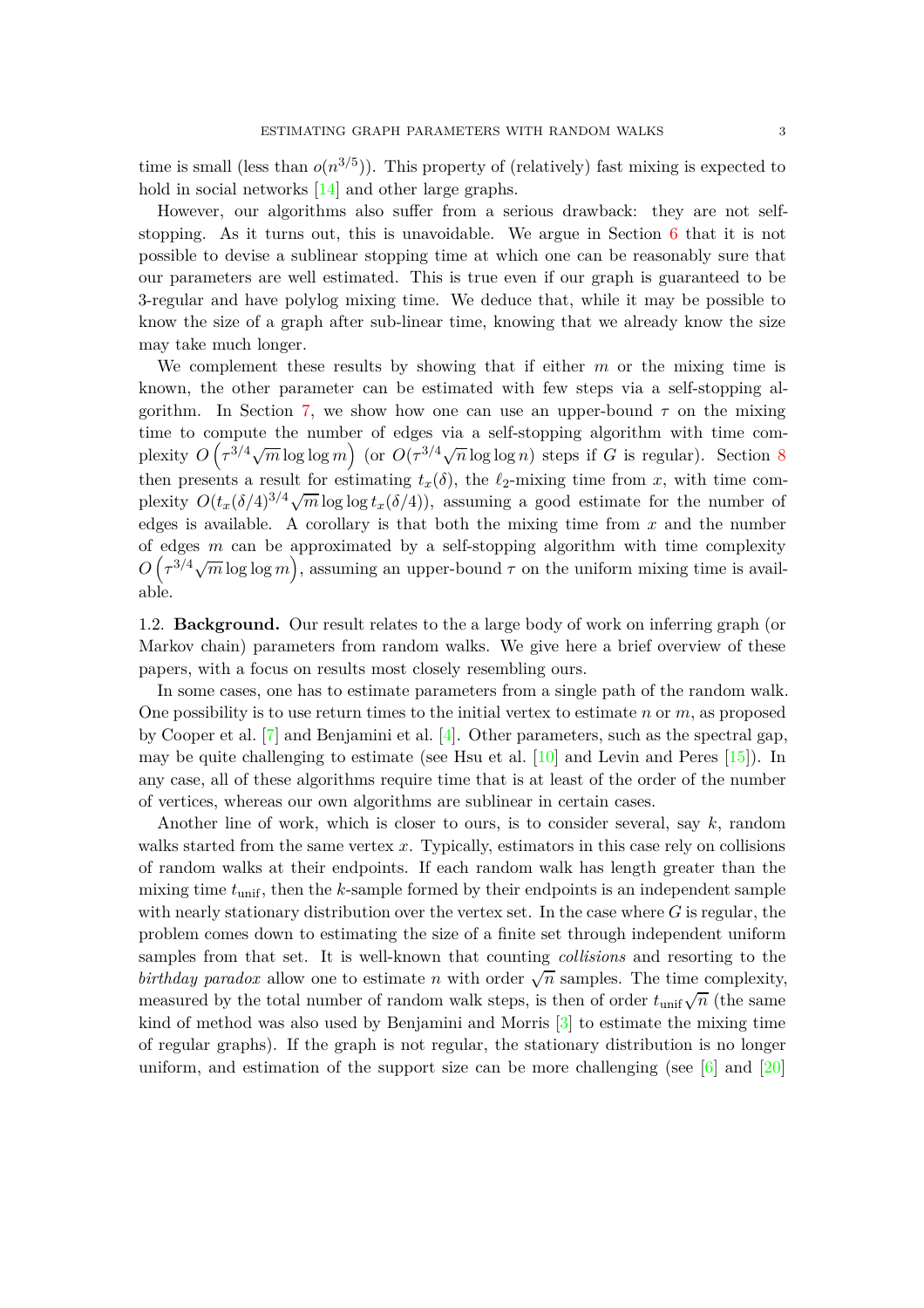time is small (less than $o(n^{3/5})$). This property of (relatively) fast mixing is expected to hold in social networks [14] and other large graphs.

However, our algorithms also suffer from a serious drawback: they are not self-stopping. As it turns out, this is unavoidable. We argue in Section 6 that it is not possible to devise a sublinear stopping time at which one can be reasonably sure that our parameters are well estimated. This is true even if our graph is guaranteed to be 3-regular and have polylog mixing time. We deduce that, while it may be possible to know the size of a graph after sub-linear time, knowing that we already know the size may take much longer.

We complement these results by showing that if either $m$ or the mixing time is known, the other parameter can be estimated with few steps via a self-stopping algorithm. In Section 7, we show how one can use an upper-bound $\tau$ on the mixing time to compute the number of edges via a self-stopping algorithm with time complexity $O\left(\tau^{3/4}\sqrt{m}\log\log m\right)$ (or $O(\tau^{3/4}\sqrt{n}\log\log n)$ steps if $G$ is regular). Section 8 then presents a result for estimating $t_x(\delta)$, the $\ell_2$-mixing time from $x$, with time complexity $O(t_x(\delta/4)^{3/4}\sqrt{m}\log\log t_x(\delta/4))$, assuming a good estimate for the number of edges is available. A corollary is that both the mixing time from $x$ and the number of edges $m$ can be approximated by a self-stopping algorithm with time complexity $O\left(\tau^{3/4}\sqrt{m}\log\log m\right)$, assuming an upper-bound $\tau$ on the uniform mixing time is available.

1.2. **Background.** Our result relates to the a large body of work on inferring graph (or Markov chain) parameters from random walks. We give here a brief overview of these papers, with a focus on results most closely resembling ours.

In some cases, one has to estimate parameters from a single path of the random walk. One possibility is to use return times to the initial vertex to estimate $n$ or $m$, as proposed by Cooper et al. [7] and Benjamini et al. [4]. Other parameters, such as the spectral gap, may be quite challenging to estimate (see Hsu et al. [10] and Levin and Peres [15]). In any case, all of these algorithms require time that is at least of the order of the number of vertices, whereas our own algorithms are sublinear in certain cases.

Another line of work, which is closer to ours, is to consider several, say $k$, random walks started from the same vertex $x$. Typically, estimators in this case rely on collisions of random walks at their endpoints. If each random walk has length greater than the mixing time $t_{\mathrm{unif}}$, then the $k$-sample formed by their endpoints is an independent sample with nearly stationary distribution over the vertex set. In the case where $G$ is regular, the problem comes down to estimating the size of a finite set through independent uniform samples from that set. It is well-known that counting *collisions* and resorting to the *birthday paradox* allow one to estimate $n$ with order $\sqrt{n}$ samples. The time complexity, measured by the total number of random walk steps, is then of order $t_{\mathrm{unif}}\sqrt{n}$ (the same kind of method was also used by Benjamini and Morris [3] to estimate the mixing time of regular graphs). If the graph is not regular, the stationary distribution is no longer uniform, and estimation of the support size can be more challenging (see [6] and [20]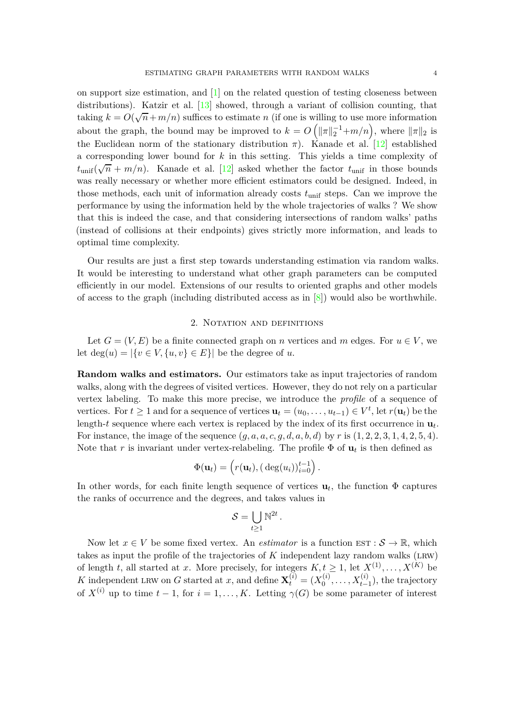on support size estimation, and [1] on the related question of testing closeness between distributions). Katzir et al. [13] showed, through a variant of collision counting, that taking $k = O(\sqrt{n} + m/n)$ suffices to estimate $n$ (if one is willing to use more information about the graph, the bound may be improved to $k = O\left(\|\pi\|_2^{-1} + m/n\right)$, where $\|\pi\|_2$ is the Euclidean norm of the stationary distribution $\pi$). Kanade et al. [12] established a corresponding lower bound for $k$ in this setting. This yields a time complexity of $t_{\text{unif}}(\sqrt{n} + m/n)$. Kanade et al. [12] asked whether the factor $t_{\text{unif}}$ in those bounds was really necessary or whether more efficient estimators could be designed. Indeed, in those methods, each unit of information already costs $t_{\text{unif}}$ steps. Can we improve the performance by using the information held by the whole trajectories of walks ? We show that this is indeed the case, and that considering intersections of random walks' paths (instead of collisions at their endpoints) gives strictly more information, and leads to optimal time complexity.

Our results are just a first step towards understanding estimation via random walks. It would be interesting to understand what other graph parameters can be computed efficiently in our model. Extensions of our results to oriented graphs and other models of access to the graph (including distributed access as in [8]) would also be worthwhile.

## 2. Notation and definitions

Let $G = (V, E)$ be a finite connected graph on $n$ vertices and $m$ edges. For $u \in V$, we let $\deg(u) = |\{v \in V, \{u, v\} \in E\}|$ be the degree of $u$.

**Random walks and estimators.** Our estimators take as input trajectories of random walks, along with the degrees of visited vertices. However, they do not rely on a particular vertex labeling. To make this more precise, we introduce the *profile* of a sequence of vertices. For $t \geq 1$ and for a sequence of vertices $\mathbf{u}_t = (u_0, \ldots, u_{t-1}) \in V^t$, let $r(\mathbf{u}_t)$ be the length-$t$ sequence where each vertex is replaced by the index of its first occurrence in $\mathbf{u}_t$. For instance, the image of the sequence $(g, a, a, c, g, d, a, b, d)$ by $r$ is $(1, 2, 2, 3, 1, 4, 2, 5, 4)$. Note that $r$ is invariant under vertex-relabeling. The profile $\Phi$ of $\mathbf{u}_t$ is then defined as

$$\Phi(\mathbf{u}_t) = \left(r(\mathbf{u}_t), \left(\deg(u_i)\right)_{i=0}^{t-1}\right).$$

In other words, for each finite length sequence of vertices $\mathbf{u}_t$, the function $\Phi$ captures the ranks of occurrence and the degrees, and takes values in

$$\mathcal{S} = \bigcup_{t \geq 1} \mathbb{N}^{2t}.$$

Now let $x \in V$ be some fixed vertex. An *estimator* is a function $\text{EST} : \mathcal{S} \to \mathbb{R}$, which takes as input the profile of the trajectories of $K$ independent lazy random walks (LRW) of length $t$, all started at $x$. More precisely, for integers $K, t \geq 1$, let $X^{(1)}, \ldots, X^{(K)}$ be $K$ independent LRW on $G$ started at $x$, and define $\mathbf{X}_t^{(i)} = (X_0^{(i)}, \ldots, X_{t-1}^{(i)})$, the trajectory of $X^{(i)}$ up to time $t - 1$, for $i = 1, \ldots, K$. Letting $\gamma(G)$ be some parameter of interest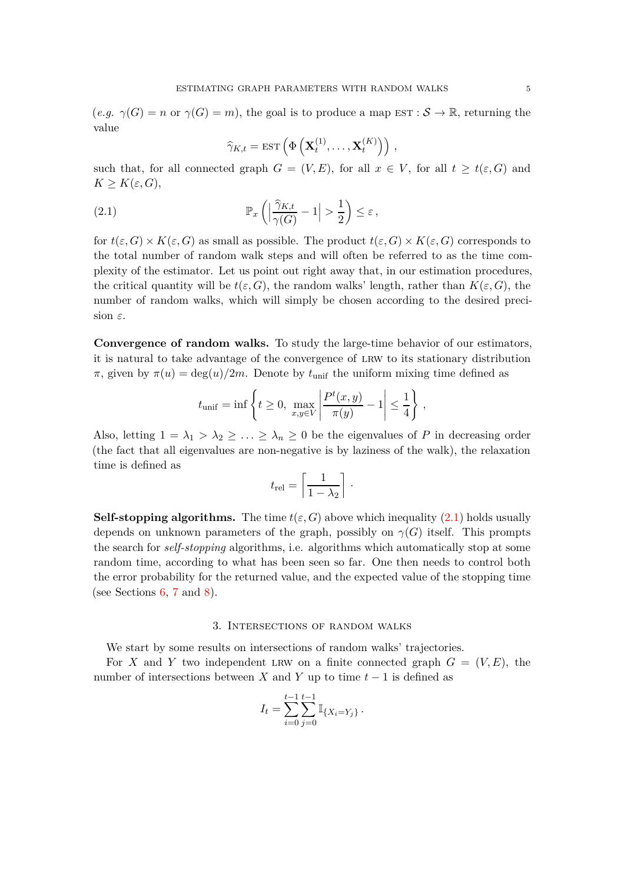(*e.g.* $\gamma(G) = n$ or $\gamma(G) = m$), the goal is to produce a map $\text{EST} : \mathcal{S} \to \mathbb{R}$, returning the value

$$\widehat{\gamma}_{K,t} = \text{EST}\left(\Phi\left(\mathbf{X}_t^{(1)}, \ldots, \mathbf{X}_t^{(K)}\right)\right),$$

such that, for all connected graph $G = (V, E)$, for all $x \in V$, for all $t \geq t(\varepsilon, G)$ and $K \geq K(\varepsilon, G)$,

$$\mathbb{P}_x\left(\left|\frac{\widehat{\gamma}_{K,t}}{\gamma(G)} - 1\right| > \frac{1}{2}\right) \leq \varepsilon, \tag{2.1}$$

for $t(\varepsilon, G) \times K(\varepsilon, G)$ as small as possible. The product $t(\varepsilon, G) \times K(\varepsilon, G)$ corresponds to the total number of random walk steps and will often be referred to as the time complexity of the estimator. Let us point out right away that, in our estimation procedures, the critical quantity will be $t(\varepsilon, G)$, the random walks' length, rather than $K(\varepsilon, G)$, the number of random walks, which will simply be chosen according to the desired precision $\varepsilon$.

**Convergence of random walks.** To study the large-time behavior of our estimators, it is natural to take advantage of the convergence of LRW to its stationary distribution $\pi$, given by $\pi(u) = \deg(u)/2m$. Denote by $t_{\text{unif}}$ the uniform mixing time defined as

$$t_{\text{unif}} = \inf\left\{t \geq 0, \max_{x,y \in V}\left|\frac{P^t(x,y)}{\pi(y)} - 1\right| \leq \frac{1}{4}\right\},$$

Also, letting $1 = \lambda_1 > \lambda_2 \geq \ldots \geq \lambda_n \geq 0$ be the eigenvalues of $P$ in decreasing order (the fact that all eigenvalues are non-negative is by laziness of the walk), the relaxation time is defined as

$$t_{\text{rel}} = \left\lceil \frac{1}{1 - \lambda_2} \right\rceil.$$

**Self-stopping algorithms.** The time $t(\varepsilon, G)$ above which inequality (2.1) holds usually depends on unknown parameters of the graph, possibly on $\gamma(G)$ itself. This prompts the search for *self-stopping* algorithms, i.e. algorithms which automatically stop at some random time, according to what has been seen so far. One then needs to control both the error probability for the returned value, and the expected value of the stopping time (see Sections 6, 7 and 8).

## 3. Intersections of random walks

We start by some results on intersections of random walks' trajectories.

For $X$ and $Y$ two independent LRW on a finite connected graph $G = (V, E)$, the number of intersections between $X$ and $Y$ up to time $t - 1$ is defined as

$$I_t = \sum_{i=0}^{t-1} \sum_{j=0}^{t-1} \mathbb{I}_{\{X_i = Y_j\}}.$$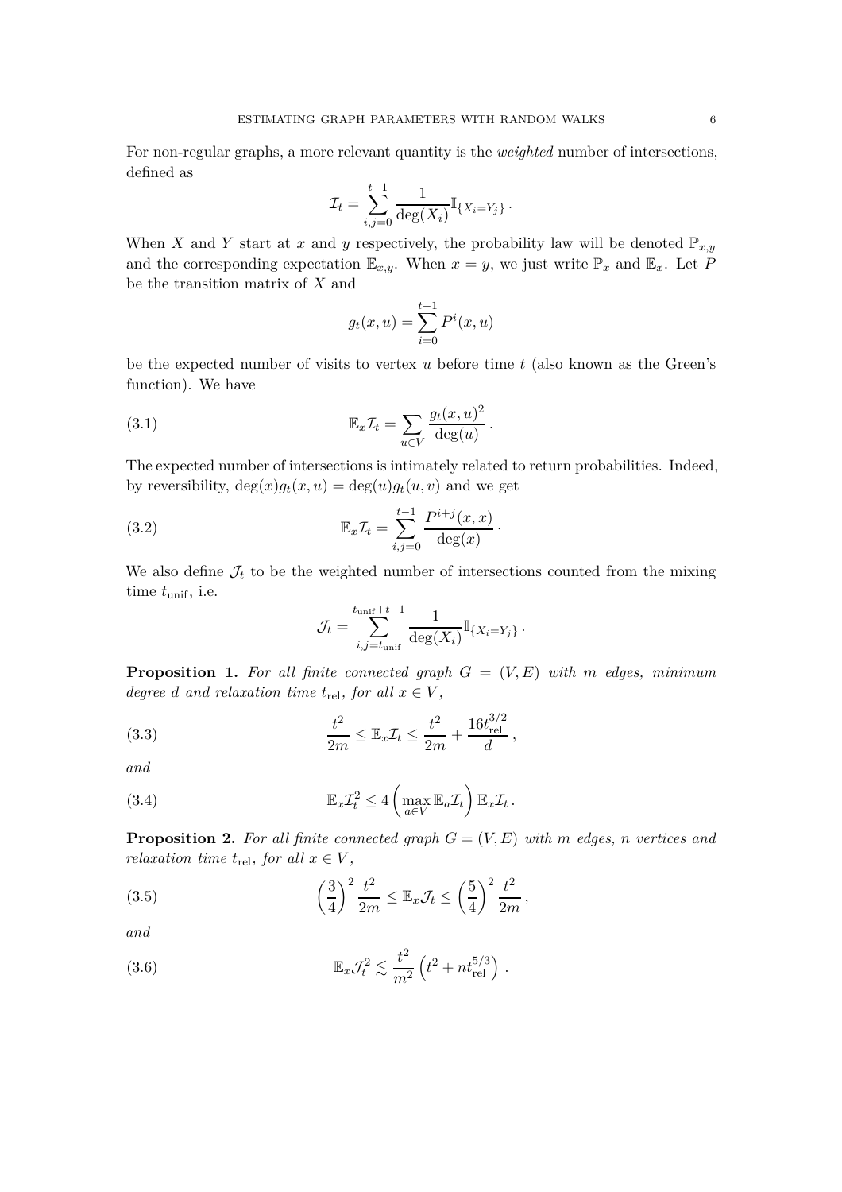For non-regular graphs, a more relevant quantity is the *weighted* number of intersections, defined as

$$\mathcal{I}_t = \sum_{i,j=0}^{t-1} \frac{1}{\deg(X_i)} \mathbb{I}_{\{X_i = Y_j\}} .$$

When $X$ and $Y$ start at $x$ and $y$ respectively, the probability law will be denoted $\mathbb{P}_{x,y}$ and the corresponding expectation $\mathbb{E}_{x,y}$. When $x = y$, we just write $\mathbb{P}_x$ and $\mathbb{E}_x$. Let $P$ be the transition matrix of $X$ and

$$g_t(x,u) = \sum_{i=0}^{t-1} P^i(x,u)$$

be the expected number of visits to vertex $u$ before time $t$ (also known as the Green's function). We have

$$\mathbb{E}_x \mathcal{I}_t = \sum_{u \in V} \frac{g_t(x,u)^2}{\deg(u)} . \tag{3.1}$$

The expected number of intersections is intimately related to return probabilities. Indeed, by reversibility, $\deg(x) g_t(x,u) = \deg(u) g_t(u,v)$ and we get

$$\mathbb{E}_x \mathcal{I}_t = \sum_{i,j=0}^{t-1} \frac{P^{i+j}(x,x)}{\deg(x)} . \tag{3.2}$$

We also define $\mathcal{J}_t$ to be the weighted number of intersections counted from the mixing time $t_{\text{unif}}$, i.e.

$$\mathcal{J}_t = \sum_{i,j=t_{\text{unif}}}^{t_{\text{unif}}+t-1} \frac{1}{\deg(X_i)} \mathbb{I}_{\{X_i = Y_j\}} .$$

**Proposition 1.** *For all finite connected graph $G = (V, E)$ with $m$ edges, minimum degree $d$ and relaxation time $t_{\text{rel}}$, for all $x \in V$,*

$$\frac{t^2}{2m} \le \mathbb{E}_x \mathcal{I}_t \le \frac{t^2}{2m} + \frac{16 t_{\text{rel}}^{3/2}}{d} , \tag{3.3}$$

*and*

$$\mathbb{E}_x \mathcal{I}_t^2 \le 4 \left( \max_{a \in V} \mathbb{E}_a \mathcal{I}_t \right) \mathbb{E}_x \mathcal{I}_t . \tag{3.4}$$

**Proposition 2.** *For all finite connected graph $G = (V, E)$ with $m$ edges, $n$ vertices and relaxation time $t_{\text{rel}}$, for all $x \in V$,*

$$\left(\frac{3}{4}\right)^2 \frac{t^2}{2m} \le \mathbb{E}_x \mathcal{J}_t \le \left(\frac{5}{4}\right)^2 \frac{t^2}{2m} , \tag{3.5}$$

*and*

$$\mathbb{E}_x \mathcal{J}_t^2 \lesssim \frac{t^2}{m^2} \left( t^2 + n t_{\text{rel}}^{5/3} \right) . \tag{3.6}$$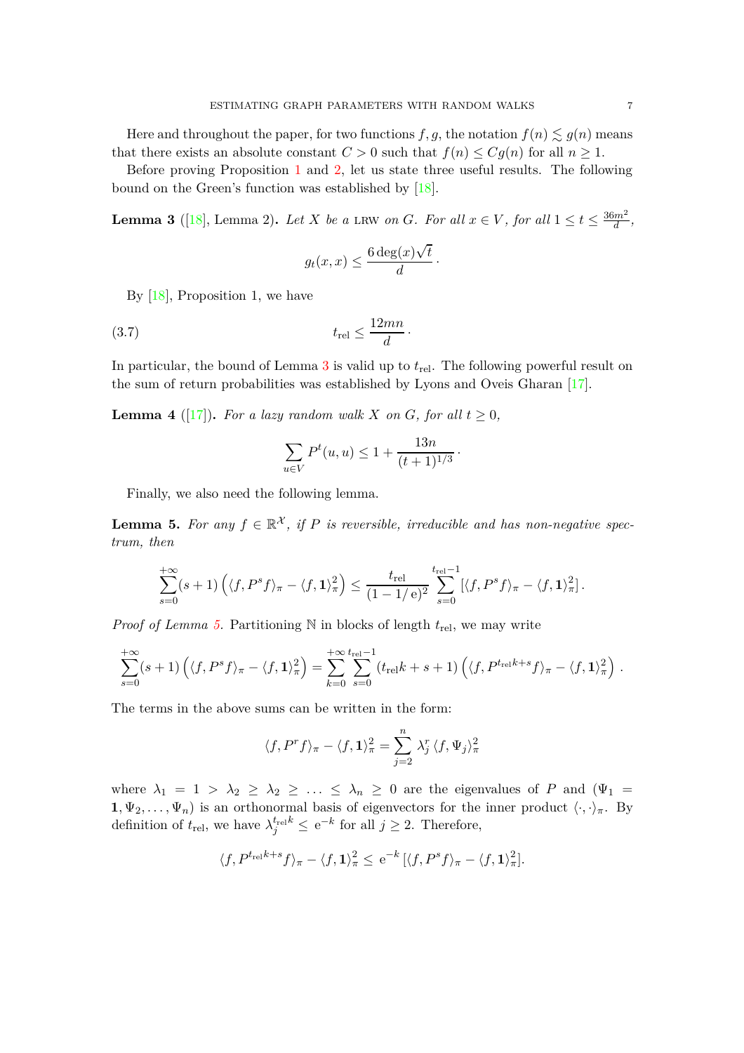Here and throughout the paper, for two functions $f, g$, the notation $f(n) \lesssim g(n)$ means that there exists an absolute constant $C > 0$ such that $f(n) \le Cg(n)$ for all $n \ge 1$.

Before proving Proposition 1 and 2, let us state three useful results. The following bound on the Green's function was established by [18].

**Lemma 3** ([18], Lemma 2)**.** *Let $X$ be a* LRW *on $G$. For all $x \in V$, for all $1 \le t \le \frac{36m^2}{d}$,*

$$g_t(x,x) \le \frac{6\deg(x)\sqrt{t}}{d}\,.$$

By [18], Proposition 1, we have

$$t_{\mathrm{rel}} \le \frac{12mn}{d}\,. \tag{3.7}$$

In particular, the bound of Lemma 3 is valid up to $t_{\mathrm{rel}}$. The following powerful result on the sum of return probabilities was established by Lyons and Oveis Gharan [17].

**Lemma 4** ([17])**.** *For a lazy random walk $X$ on $G$, for all $t \ge 0$,*

$$\sum_{u \in V} P^t(u,u) \le 1 + \frac{13n}{(t+1)^{1/3}}\,.$$

Finally, we also need the following lemma.

**Lemma 5.** *For any $f \in \mathbb{R}^{\mathcal{X}}$, if $P$ is reversible, irreducible and has non-negative spectrum, then*

$$\sum_{s=0}^{+\infty}(s+1)\left(\langle f, P^s f\rangle_\pi - \langle f, \mathbf{1}\rangle_\pi^2\right) \le \frac{t_{\mathrm{rel}}}{(1-1/\mathrm{e})^2}\sum_{s=0}^{t_{\mathrm{rel}}-1}\left[\langle f, P^s f\rangle_\pi - \langle f, \mathbf{1}\rangle_\pi^2\right].$$

*Proof of Lemma 5.* Partitioning $\mathbb{N}$ in blocks of length $t_{\mathrm{rel}}$, we may write

$$\sum_{s=0}^{+\infty}(s+1)\left(\langle f, P^s f\rangle_\pi - \langle f, \mathbf{1}\rangle_\pi^2\right) = \sum_{k=0}^{+\infty}\sum_{s=0}^{t_{\mathrm{rel}}-1}(t_{\mathrm{rel}}k+s+1)\left(\langle f, P^{t_{\mathrm{rel}}k+s} f\rangle_\pi - \langle f, \mathbf{1}\rangle_\pi^2\right).$$

The terms in the above sums can be written in the form:

$$\langle f, P^r f\rangle_\pi - \langle f, \mathbf{1}\rangle_\pi^2 = \sum_{j=2}^{n}\lambda_j^r\,\langle f, \Psi_j\rangle_\pi^2$$

where $\lambda_1 = 1 > \lambda_2 \ge \lambda_2 \ge \ldots \le \lambda_n \ge 0$ are the eigenvalues of $P$ and $(\Psi_1 = \mathbf{1}, \Psi_2, \ldots, \Psi_n)$ is an orthonormal basis of eigenvectors for the inner product $\langle\cdot,\cdot\rangle_\pi$. By definition of $t_{\mathrm{rel}}$, we have $\lambda_j^{t_{\mathrm{rel}}k} \le \mathrm{e}^{-k}$ for all $j \ge 2$. Therefore,

$$\langle f, P^{t_{\mathrm{rel}}k+s} f\rangle_\pi - \langle f, \mathbf{1}\rangle_\pi^2 \le \mathrm{e}^{-k}\left[\langle f, P^s f\rangle_\pi - \langle f, \mathbf{1}\rangle_\pi^2\right].$$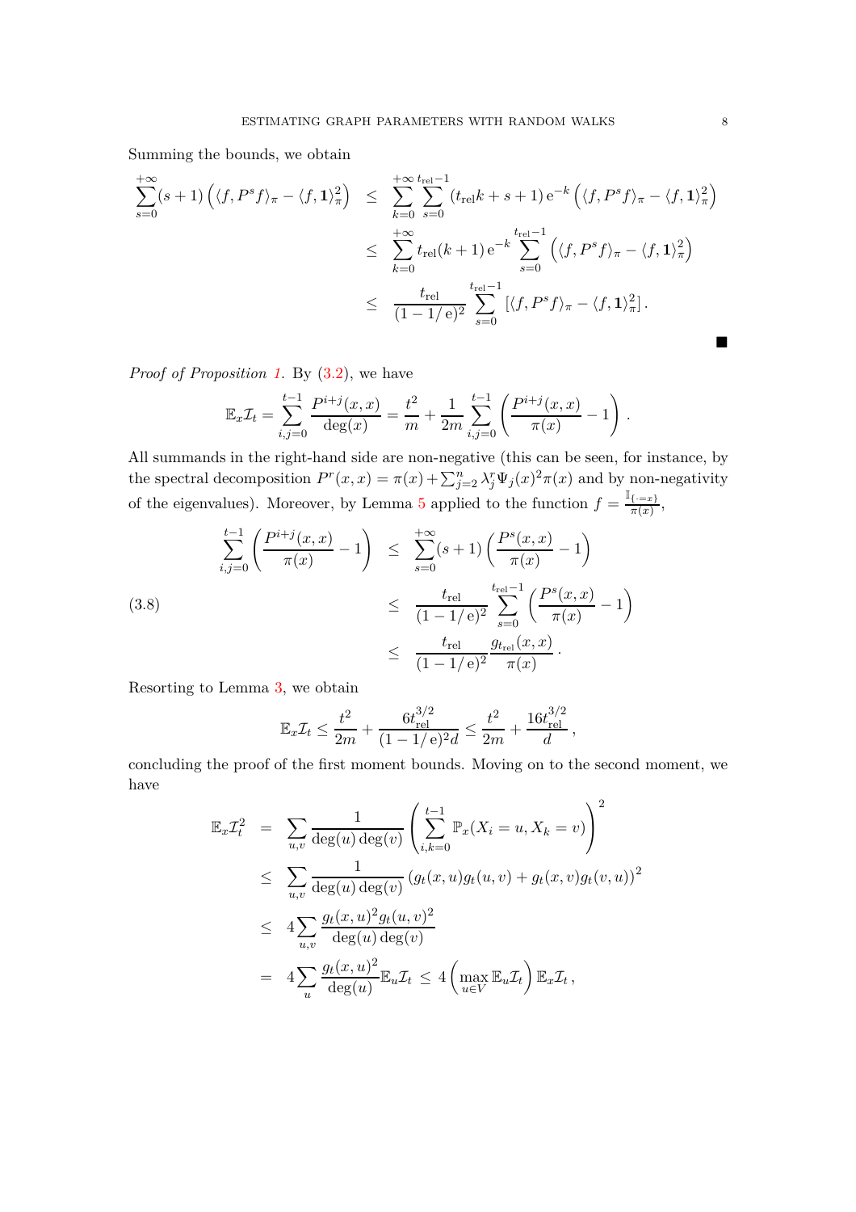Summing the bounds, we obtain

$$
\begin{aligned}
\sum_{s=0}^{+\infty}(s+1)\left(\langle f, P^s f\rangle_\pi - \langle f, \mathbf{1}\rangle_\pi^2\right) &\leq \sum_{k=0}^{+\infty}\sum_{s=0}^{t_{\mathrm{rel}}-1}(t_{\mathrm{rel}}k+s+1)\,\mathrm{e}^{-k}\left(\langle f, P^s f\rangle_\pi - \langle f, \mathbf{1}\rangle_\pi^2\right) \\
&\leq \sum_{k=0}^{+\infty} t_{\mathrm{rel}}(k+1)\,\mathrm{e}^{-k}\sum_{s=0}^{t_{\mathrm{rel}}-1}\left(\langle f, P^s f\rangle_\pi - \langle f, \mathbf{1}\rangle_\pi^2\right) \\
&\leq \frac{t_{\mathrm{rel}}}{(1-1/\mathrm{e})^2}\sum_{s=0}^{t_{\mathrm{rel}}-1}\left[\langle f, P^s f\rangle_\pi - \langle f, \mathbf{1}\rangle_\pi^2\right].
\end{aligned}
$$

■

*Proof of Proposition 1.* By (3.2), we have

$$
\mathbb{E}_x \mathcal{I}_t = \sum_{i,j=0}^{t-1}\frac{P^{i+j}(x,x)}{\deg(x)} = \frac{t^2}{m} + \frac{1}{2m}\sum_{i,j=0}^{t-1}\left(\frac{P^{i+j}(x,x)}{\pi(x)} - 1\right).
$$

All summands in the right-hand side are non-negative (this can be seen, for instance, by the spectral decomposition $P^r(x,x) = \pi(x) + \sum_{j=2}^n \lambda_j^r \Psi_j(x)^2\pi(x)$ and by non-negativity of the eigenvalues). Moreover, by Lemma 5 applied to the function $f = \frac{\mathbb{I}_{\{\cdot = x\}}}{\pi(x)}$,

$$
\begin{aligned}
\sum_{i,j=0}^{t-1}\left(\frac{P^{i+j}(x,x)}{\pi(x)} - 1\right) &\leq \sum_{s=0}^{+\infty}(s+1)\left(\frac{P^s(x,x)}{\pi(x)} - 1\right) \\
&\leq \frac{t_{\mathrm{rel}}}{(1-1/\mathrm{e})^2}\sum_{s=0}^{t_{\mathrm{rel}}-1}\left(\frac{P^s(x,x)}{\pi(x)} - 1\right) \\
&\leq \frac{t_{\mathrm{rel}}}{(1-1/\mathrm{e})^2}\frac{g_{t_{\mathrm{rel}}}(x,x)}{\pi(x)}.
\end{aligned}
\tag{3.8}
$$

Resorting to Lemma 3, we obtain

$$
\mathbb{E}_x \mathcal{I}_t \leq \frac{t^2}{2m} + \frac{6t_{\mathrm{rel}}^{3/2}}{(1-1/\mathrm{e})^2 d} \leq \frac{t^2}{2m} + \frac{16 t_{\mathrm{rel}}^{3/2}}{d},
$$

concluding the proof of the first moment bounds. Moving on to the second moment, we have

$$
\begin{aligned}
\mathbb{E}_x \mathcal{I}_t^2 &= \sum_{u,v}\frac{1}{\deg(u)\deg(v)}\left(\sum_{i,k=0}^{t-1}\mathbb{P}_x(X_i = u, X_k = v)\right)^2 \\
&\leq \sum_{u,v}\frac{1}{\deg(u)\deg(v)}\left(g_t(x,u)g_t(u,v) + g_t(x,v)g_t(v,u)\right)^2 \\
&\leq 4\sum_{u,v}\frac{g_t(x,u)^2 g_t(u,v)^2}{\deg(u)\deg(v)} \\
&= 4\sum_{u}\frac{g_t(x,u)^2}{\deg(u)}\mathbb{E}_u \mathcal{I}_t \leq 4\left(\max_{u\in V}\mathbb{E}_u \mathcal{I}_t\right)\mathbb{E}_x \mathcal{I}_t,
\end{aligned}
$$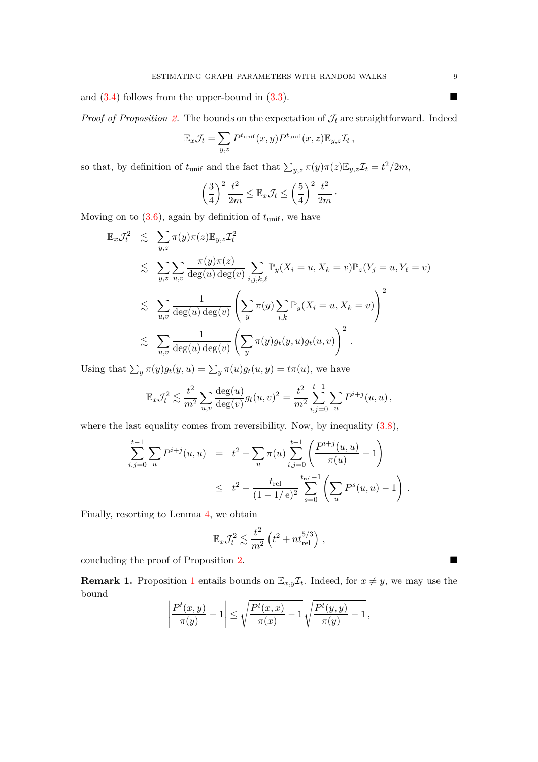and (3.4) follows from the upper-bound in (3.3). ■

*Proof of Proposition 2.* The bounds on the expectation of $\mathcal{J}_t$ are straightforward. Indeed

$$\mathbb{E}_x \mathcal{J}_t = \sum_{y,z} P^{t_{\mathrm{unif}}}(x,y) P^{t_{\mathrm{unif}}}(x,z) \mathbb{E}_{y,z} \mathcal{I}_t \,,$$

so that, by definition of $t_{\mathrm{unif}}$ and the fact that $\sum_{y,z} \pi(y)\pi(z)\mathbb{E}_{y,z}\mathcal{I}_t = t^2/2m$,

$$\left(\frac{3}{4}\right)^2 \frac{t^2}{2m} \le \mathbb{E}_x \mathcal{J}_t \le \left(\frac{5}{4}\right)^2 \frac{t^2}{2m} \,.$$

Moving on to (3.6), again by definition of $t_{\mathrm{unif}}$, we have

$$\begin{aligned}
\mathbb{E}_x \mathcal{J}_t^2 &\lesssim \sum_{y,z} \pi(y)\pi(z) \mathbb{E}_{y,z} \mathcal{I}_t^2 \\
&\lesssim \sum_{y,z} \sum_{u,v} \frac{\pi(y)\pi(z)}{\deg(u)\deg(v)} \sum_{i,j,k,\ell} \mathbb{P}_y(X_i = u, X_k = v) \mathbb{P}_z(Y_j = u, Y_\ell = v) \\
&\lesssim \sum_{u,v} \frac{1}{\deg(u)\deg(v)} \left( \sum_y \pi(y) \sum_{i,k} \mathbb{P}_y(X_i = u, X_k = v) \right)^2 \\
&\lesssim \sum_{u,v} \frac{1}{\deg(u)\deg(v)} \left( \sum_y \pi(y) g_t(y,u) g_t(u,v) \right)^2 .
\end{aligned}$$

Using that $\sum_y \pi(y) g_t(y,u) = \sum_y \pi(u) g_t(u,y) = t\pi(u)$, we have

$$\mathbb{E}_x \mathcal{J}_t^2 \lesssim \frac{t^2}{m^2} \sum_{u,v} \frac{\deg(u)}{\deg(v)} g_t(u,v)^2 = \frac{t^2}{m^2} \sum_{i,j=0}^{t-1} \sum_u P^{i+j}(u,u) \,,$$

where the last equality comes from reversibility. Now, by inequality (3.8),

$$\begin{aligned}
\sum_{i,j=0}^{t-1} \sum_u P^{i+j}(u,u) &= t^2 + \sum_u \pi(u) \sum_{i,j=0}^{t-1} \left( \frac{P^{i+j}(u,u)}{\pi(u)} - 1 \right) \\
&\le t^2 + \frac{t_{\mathrm{rel}}}{(1 - 1/\mathrm{e})^2} \sum_{s=0}^{t_{\mathrm{rel}}-1} \left( \sum_u P^s(u,u) - 1 \right) .
\end{aligned}$$

Finally, resorting to Lemma 4, we obtain

$$\mathbb{E}_x \mathcal{J}_t^2 \lesssim \frac{t^2}{m^2} \left( t^2 + n t_{\mathrm{rel}}^{5/3} \right) ,$$

concluding the proof of Proposition 2. ■

**Remark 1.** Proposition 1 entails bounds on $\mathbb{E}_{x,y}\mathcal{I}_t$. Indeed, for $x \neq y$, we may use the bound

$$\left| \frac{P^t(x,y)}{\pi(y)} - 1 \right| \le \sqrt{\frac{P^t(x,x)}{\pi(x)} - 1} \sqrt{\frac{P^t(y,y)}{\pi(y)} - 1} \,,$$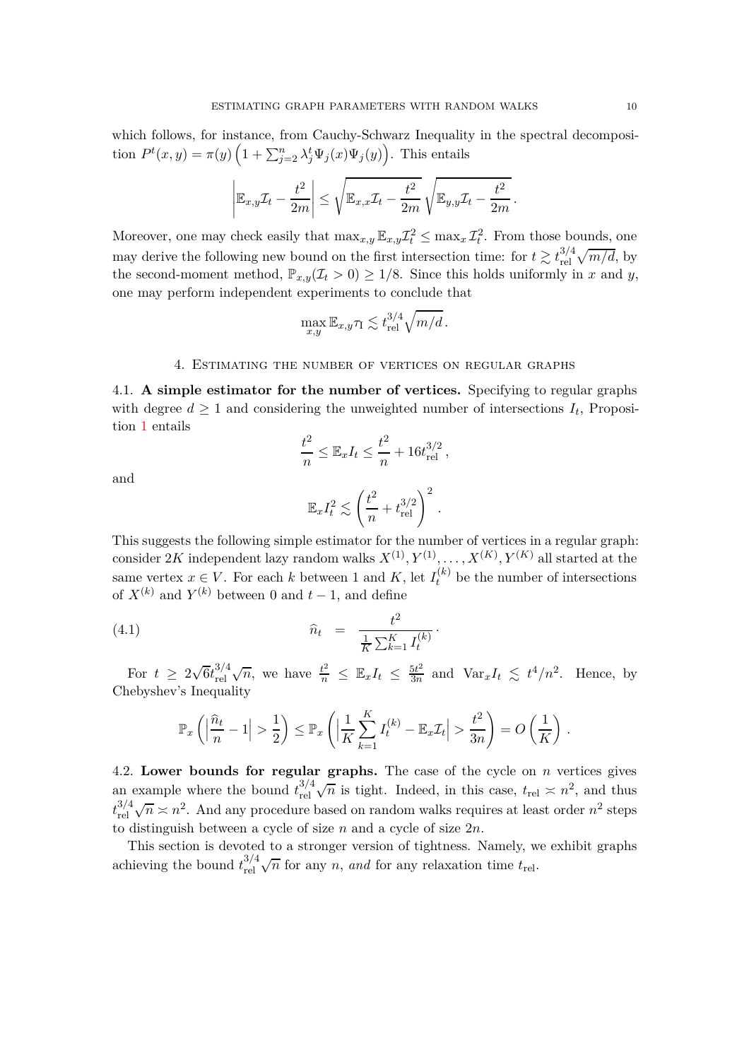which follows, for instance, from Cauchy-Schwarz Inequality in the spectral decomposition $P^t(x,y) = \pi(y)\left(1 + \sum_{j=2}^n \lambda_j^t \Psi_j(x)\Psi_j(y)\right)$. This entails

$$\left|\mathbb{E}_{x,y}\mathcal{I}_t - \frac{t^2}{2m}\right| \le \sqrt{\mathbb{E}_{x,x}\mathcal{I}_t - \frac{t^2}{2m}}\,\sqrt{\mathbb{E}_{y,y}\mathcal{I}_t - \frac{t^2}{2m}}\,.$$

Moreover, one may check easily that $\max_{x,y}\mathbb{E}_{x,y}\mathcal{I}_t^2 \le \max_x \mathcal{I}_t^2$. From those bounds, one may derive the following new bound on the first intersection time: for $t \gtrsim t_{\mathrm{rel}}^{3/4}\sqrt{m/d}$, by the second-moment method, $\mathbb{P}_{x,y}(\mathcal{I}_t > 0) \ge 1/8$. Since this holds uniformly in $x$ and $y$, one may perform independent experiments to conclude that

$$\max_{x,y}\mathbb{E}_{x,y}\tau_{\mathrm{I}} \lesssim t_{\mathrm{rel}}^{3/4}\sqrt{m/d}\,.$$

## 4. Estimating the number of vertices on regular graphs

4.1. **A simple estimator for the number of vertices.** Specifying to regular graphs with degree $d \ge 1$ and considering the unweighted number of intersections $I_t$, Proposition 1 entails

$$\frac{t^2}{n} \le \mathbb{E}_x I_t \le \frac{t^2}{n} + 16 t_{\mathrm{rel}}^{3/2}\,,$$

and

$$\mathbb{E}_x I_t^2 \lesssim \left(\frac{t^2}{n} + t_{\mathrm{rel}}^{3/2}\right)^2\,.$$

This suggests the following simple estimator for the number of vertices in a regular graph: consider $2K$ independent lazy random walks $X^{(1)}, Y^{(1)}, \dots, X^{(K)}, Y^{(K)}$ all started at the same vertex $x \in V$. For each $k$ between 1 and $K$, let $I_t^{(k)}$ be the number of intersections of $X^{(k)}$ and $Y^{(k)}$ between 0 and $t-1$, and define

$$\widehat{n}_t \quad = \quad \frac{t^2}{\frac{1}{K}\sum_{k=1}^K I_t^{(k)}}\,. \tag{4.1}$$

For $t \ge 2\sqrt{6}t_{\mathrm{rel}}^{3/4}\sqrt{n}$, we have $\frac{t^2}{n} \le \mathbb{E}_x I_t \le \frac{5t^2}{3n}$ and $\mathrm{Var}_x I_t \lesssim t^4/n^2$. Hence, by Chebyshev's Inequality

$$\mathbb{P}_x\left(\left|\frac{\widehat{n}_t}{n} - 1\right| > \frac{1}{2}\right) \le \mathbb{P}_x\left(\left|\frac{1}{K}\sum_{k=1}^K I_t^{(k)} - \mathbb{E}_x\mathcal{I}_t\right| > \frac{t^2}{3n}\right) = O\left(\frac{1}{K}\right)\,.$$

4.2. **Lower bounds for regular graphs.** The case of the cycle on $n$ vertices gives an example where the bound $t_{\mathrm{rel}}^{3/4}\sqrt{n}$ is tight. Indeed, in this case, $t_{\mathrm{rel}} \asymp n^2$, and thus $t_{\mathrm{rel}}^{3/4}\sqrt{n} \asymp n^2$. And any procedure based on random walks requires at least order $n^2$ steps to distinguish between a cycle of size $n$ and a cycle of size $2n$.

This section is devoted to a stronger version of tightness. Namely, we exhibit graphs achieving the bound $t_{\mathrm{rel}}^{3/4}\sqrt{n}$ for any $n$, *and* for any relaxation time $t_{\mathrm{rel}}$.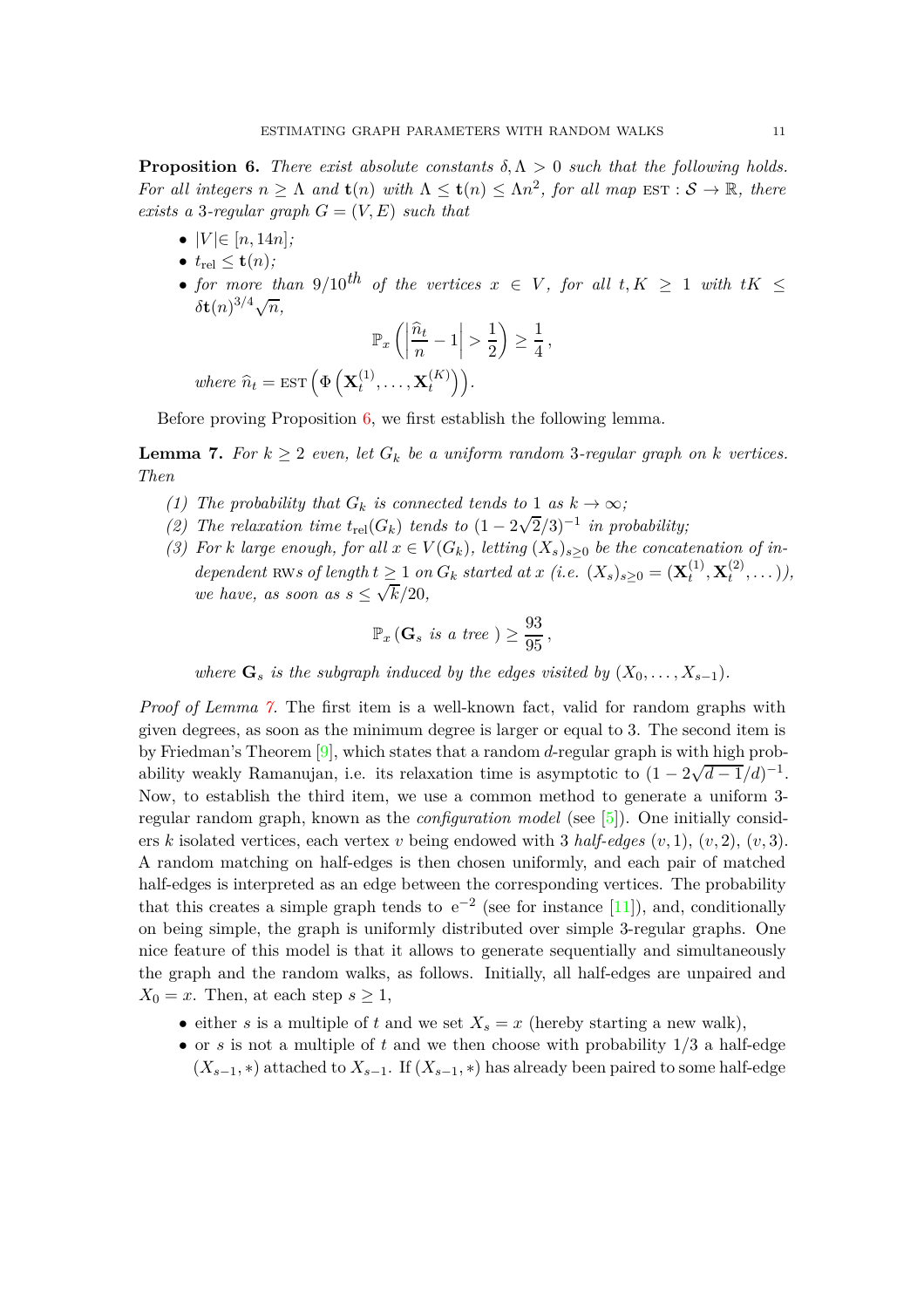**Proposition 6.** *There exist absolute constants $\delta, \Lambda > 0$ such that the following holds. For all integers $n \geq \Lambda$ and $\mathbf{t}(n)$ with $\Lambda \leq \mathbf{t}(n) \leq \Lambda n^2$, for all map* $\text{EST} : \mathcal{S} \to \mathbb{R}$*, there exists a 3-regular graph $G = (V, E)$ such that*

- $|V| \in [n, 14n]$*;*
- $t_{\text{rel}} \leq \mathbf{t}(n)$*;*
- *for more than $9/10^{th}$ of the vertices $x \in V$, for all $t, K \geq 1$ with $tK \leq \delta \mathbf{t}(n)^{3/4}\sqrt{n}$,*

$$\mathbb{P}_x \left( \left| \frac{\widehat{n}_t}{n} - 1 \right| > \frac{1}{2} \right) \geq \frac{1}{4},$$

*where* $\widehat{n}_t = \text{EST}\left(\Phi\left(\mathbf{X}_t^{(1)}, \dots, \mathbf{X}_t^{(K)}\right)\right)$.

Before proving Proposition 6, we first establish the following lemma.

**Lemma 7.** *For $k \geq 2$ even, let $G_k$ be a uniform random 3-regular graph on $k$ vertices. Then*

*(1) The probability that $G_k$ is connected tends to 1 as $k \to \infty$;*

*(2) The relaxation time $t_{\text{rel}}(G_k)$ tends to $(1 - 2\sqrt{2}/3)^{-1}$ in probability;*

*(3) For $k$ large enough, for all $x \in V(G_k)$, letting $(X_s)_{s \geq 0}$ be the concatenation of independent* RW*s of length $t \geq 1$ on $G_k$ started at $x$ (i.e. $(X_s)_{s\geq 0} = (\mathbf{X}_t^{(1)}, \mathbf{X}_t^{(2)}, \dots)$), we have, as soon as $s \leq \sqrt{k}/20$,*

$$\mathbb{P}_x (\mathbf{G}_s \text{ is a tree }) \geq \frac{93}{95},$$

*where $\mathbf{G}_s$ is the subgraph induced by the edges visited by $(X_0, \dots, X_{s-1})$.*

*Proof of Lemma 7.* The first item is a well-known fact, valid for random graphs with given degrees, as soon as the minimum degree is larger or equal to 3. The second item is by Friedman's Theorem [9], which states that a random $d$-regular graph is with high probability weakly Ramanujan, i.e. its relaxation time is asymptotic to $(1 - 2\sqrt{d-1}/d)^{-1}$. Now, to establish the third item, we use a common method to generate a uniform 3-regular random graph, known as the *configuration model* (see [5]). One initially considers $k$ isolated vertices, each vertex $v$ being endowed with 3 *half-edges* $(v, 1)$, $(v, 2)$, $(v, 3)$. A random matching on half-edges is then chosen uniformly, and each pair of matched half-edges is interpreted as an edge between the corresponding vertices. The probability that this creates a simple graph tends to $e^{-2}$ (see for instance [11]), and, conditionally on being simple, the graph is uniformly distributed over simple 3-regular graphs. One nice feature of this model is that it allows to generate sequentially and simultaneously the graph and the random walks, as follows. Initially, all half-edges are unpaired and $X_0 = x$. Then, at each step $s \geq 1$,

- either $s$ is a multiple of $t$ and we set $X_s = x$ (hereby starting a new walk),
- or $s$ is not a multiple of $t$ and we then choose with probability $1/3$ a half-edge $(X_{s-1}, *)$ attached to $X_{s-1}$. If $(X_{s-1}, *)$ has already been paired to some half-edge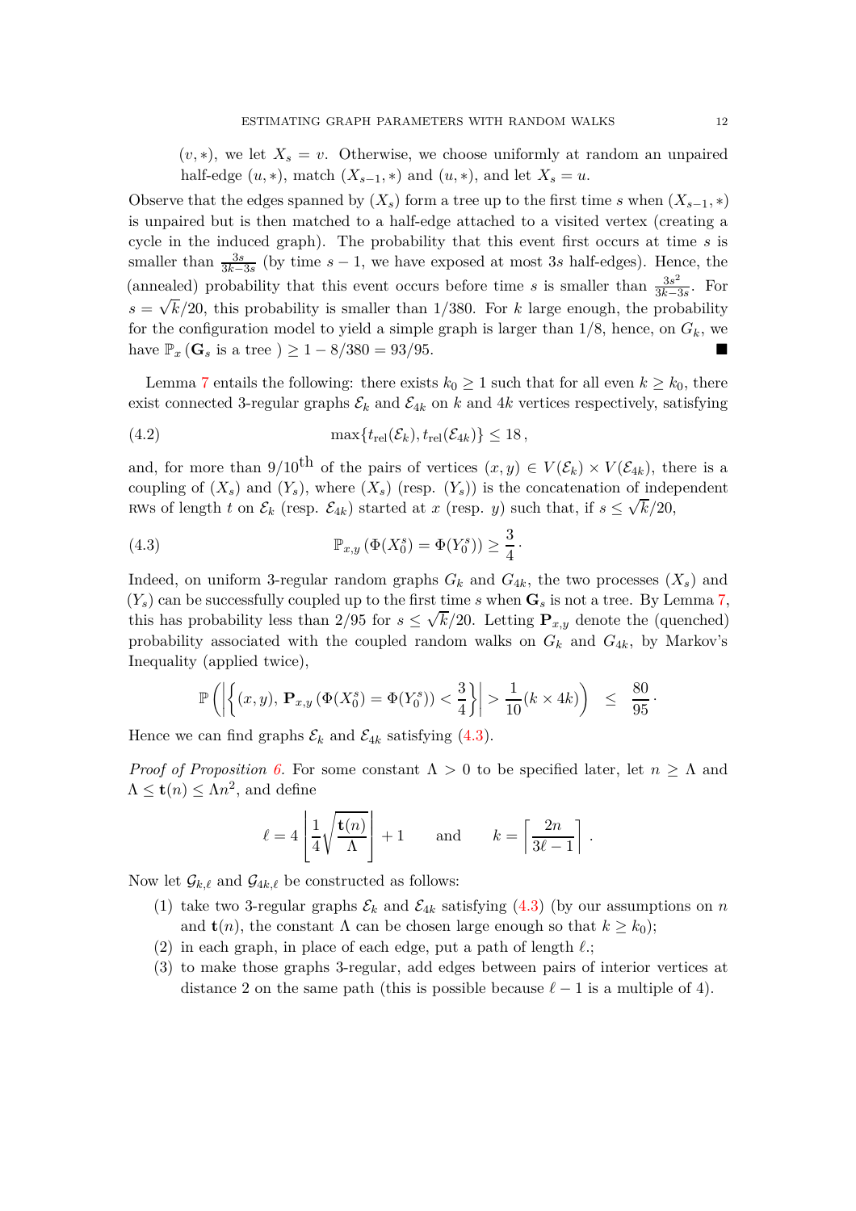$(v, *)$, we let $X_s = v$. Otherwise, we choose uniformly at random an unpaired half-edge $(u, *)$, match $(X_{s-1}, *)$ and $(u, *)$, and let $X_s = u$.

Observe that the edges spanned by $(X_s)$ form a tree up to the first time $s$ when $(X_{s-1}, *)$ is unpaired but is then matched to a half-edge attached to a visited vertex (creating a cycle in the induced graph). The probability that this event first occurs at time $s$ is smaller than $\frac{3s}{3k-3s}$ (by time $s-1$, we have exposed at most $3s$ half-edges). Hence, the (annealed) probability that this event occurs before time $s$ is smaller than $\frac{3s^2}{3k-3s}$. For $s = \sqrt{k}/20$, this probability is smaller than $1/380$. For $k$ large enough, the probability for the configuration model to yield a simple graph is larger than $1/8$, hence, on $G_k$, we have $\mathbb{P}_x(\mathbf{G}_s \text{ is a tree }) \geq 1 - 8/380 = 93/95$. ■

Lemma 7 entails the following: there exists $k_0 \geq 1$ such that for all even $k \geq k_0$, there exist connected 3-regular graphs $\mathcal{E}_k$ and $\mathcal{E}_{4k}$ on $k$ and $4k$ vertices respectively, satisfying

$$\max\{t_{\text{rel}}(\mathcal{E}_k), t_{\text{rel}}(\mathcal{E}_{4k})\} \leq 18\,, \tag{4.2}$$

and, for more than $9/10^{\text{th}}$ of the pairs of vertices $(x, y) \in V(\mathcal{E}_k) \times V(\mathcal{E}_{4k})$, there is a coupling of $(X_s)$ and $(Y_s)$, where $(X_s)$ (resp. $(Y_s)$) is the concatenation of independent RWs of length $t$ on $\mathcal{E}_k$ (resp. $\mathcal{E}_{4k}$) started at $x$ (resp. $y$) such that, if $s \leq \sqrt{k}/20$,

$$\mathbb{P}_{x,y}(\Phi(X_0^s) = \Phi(Y_0^s)) \geq \frac{3}{4}\,. \tag{4.3}$$

Indeed, on uniform 3-regular random graphs $G_k$ and $G_{4k}$, the two processes $(X_s)$ and $(Y_s)$ can be successfully coupled up to the first time $s$ when $\mathbf{G}_s$ is not a tree. By Lemma 7, this has probability less than $2/95$ for $s \leq \sqrt{k}/20$. Letting $\mathbf{P}_{x,y}$ denote the (quenched) probability associated with the coupled random walks on $G_k$ and $G_{4k}$, by Markov's Inequality (applied twice),

$$\mathbb{P}\left(\left|\left\{(x, y),\, \mathbf{P}_{x,y}(\Phi(X_0^s) = \Phi(Y_0^s)) < \frac{3}{4}\right\}\right| > \frac{1}{10}(k \times 4k)\right) \leq \frac{80}{95}\,.$$

Hence we can find graphs $\mathcal{E}_k$ and $\mathcal{E}_{4k}$ satisfying (4.3).

*Proof of Proposition 6.* For some constant $\Lambda > 0$ to be specified later, let $n \geq \Lambda$ and $\Lambda \leq \mathbf{t}(n) \leq \Lambda n^2$, and define

$$\ell = 4\left\lfloor \frac{1}{4}\sqrt{\frac{\mathbf{t}(n)}{\Lambda}} \right\rfloor + 1 \qquad \text{and} \qquad k = \left\lceil \frac{2n}{3\ell - 1} \right\rceil\,.$$

Now let $\mathcal{G}_{k,\ell}$ and $\mathcal{G}_{4k,\ell}$ be constructed as follows:

1. take two 3-regular graphs $\mathcal{E}_k$ and $\mathcal{E}_{4k}$ satisfying (4.3) (by our assumptions on $n$ and $\mathbf{t}(n)$, the constant $\Lambda$ can be chosen large enough so that $k \geq k_0$);
2. in each graph, in place of each edge, put a path of length $\ell$.;
3. to make those graphs 3-regular, add edges between pairs of interior vertices at distance 2 on the same path (this is possible because $\ell - 1$ is a multiple of 4).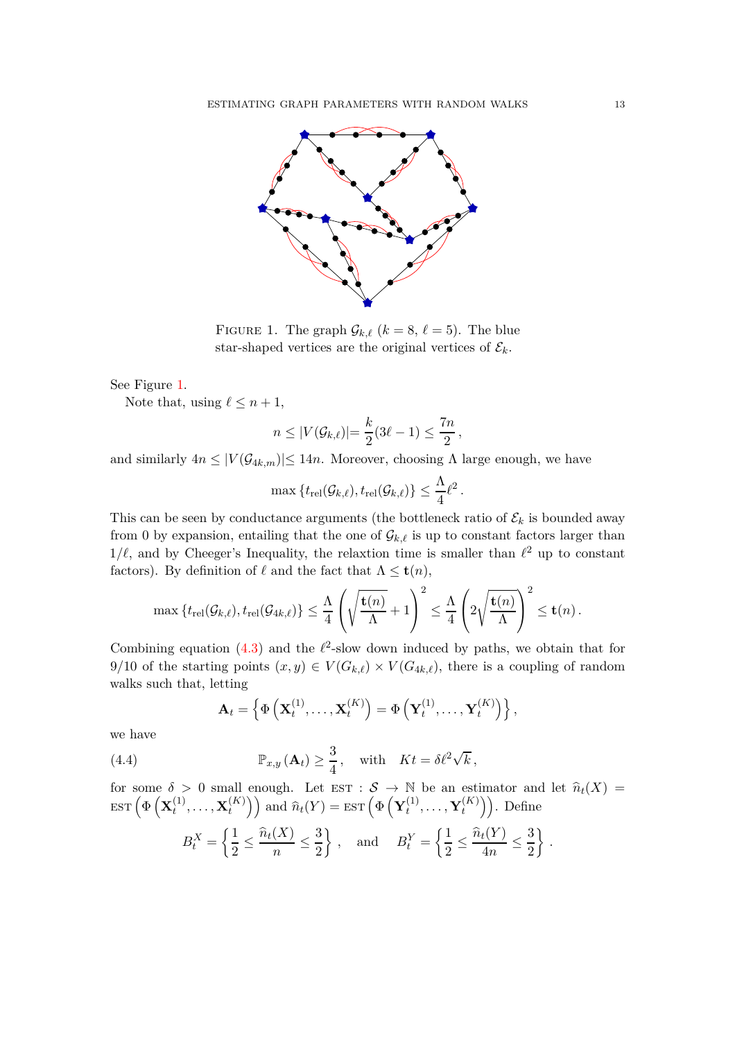FIGURE 1. The graph $\mathcal{G}_{k,\ell}$ ($k = 8$, $\ell = 5$). The blue star-shaped vertices are the original vertices of $\mathcal{E}_k$.

See Figure 1.

Note that, using $\ell \le n+1$,

$$n \le |V(\mathcal{G}_{k,\ell})| = \frac{k}{2}(3\ell - 1) \le \frac{7n}{2},$$

and similarly $4n \le |V(\mathcal{G}_{4k,m})| \le 14n$. Moreover, choosing $\Lambda$ large enough, we have

$$\max\left\{t_{\mathrm{rel}}(\mathcal{G}_{k,\ell}), t_{\mathrm{rel}}(\mathcal{G}_{k,\ell})\right\} \le \frac{\Lambda}{4}\ell^2.$$

This can be seen by conductance arguments (the bottleneck ratio of $\mathcal{E}_k$ is bounded away from 0 by expansion, entailing that the one of $\mathcal{G}_{k,\ell}$ is up to constant factors larger than $1/\ell$, and by Cheeger's Inequality, the relaxtion time is smaller than $\ell^2$ up to constant factors). By definition of $\ell$ and the fact that $\Lambda \le \mathbf{t}(n)$,

$$\max\left\{t_{\mathrm{rel}}(\mathcal{G}_{k,\ell}), t_{\mathrm{rel}}(\mathcal{G}_{4k,\ell})\right\} \le \frac{\Lambda}{4}\left(\sqrt{\frac{\mathbf{t}(n)}{\Lambda}} + 1\right)^2 \le \frac{\Lambda}{4}\left(2\sqrt{\frac{\mathbf{t}(n)}{\Lambda}}\right)^2 \le \mathbf{t}(n).$$

Combining equation (4.3) and the $\ell^2$-slow down induced by paths, we obtain that for $9/10$ of the starting points $(x, y) \in V(G_{k,\ell}) \times V(G_{4k,\ell})$, there is a coupling of random walks such that, letting

$$\mathbf{A}_t = \left\{\Phi\left(\mathbf{X}_t^{(1)}, \ldots, \mathbf{X}_t^{(K)}\right) = \Phi\left(\mathbf{Y}_t^{(1)}, \ldots, \mathbf{Y}_t^{(K)}\right)\right\},$$

we have

$$\mathbb{P}_{x,y}\left(\mathbf{A}_t\right) \ge \frac{3}{4}, \quad \text{with} \quad Kt = \delta\ell^2\sqrt{k}, \tag{4.4}$$

for some $\delta > 0$ small enough. Let $\textsc{est} : \mathcal{S} \to \mathbb{N}$ be an estimator and let $\widehat{n}_t(X) = \textsc{est}\left(\Phi\left(\mathbf{X}_t^{(1)}, \ldots, \mathbf{X}_t^{(K)}\right)\right)$ and $\widehat{n}_t(Y) = \textsc{est}\left(\Phi\left(\mathbf{Y}_t^{(1)}, \ldots, \mathbf{Y}_t^{(K)}\right)\right)$. Define

$$B_t^X = \left\{\frac{1}{2} \le \frac{\widehat{n}_t(X)}{n} \le \frac{3}{2}\right\}, \quad \text{and} \quad B_t^Y = \left\{\frac{1}{2} \le \frac{\widehat{n}_t(Y)}{4n} \le \frac{3}{2}\right\}.$$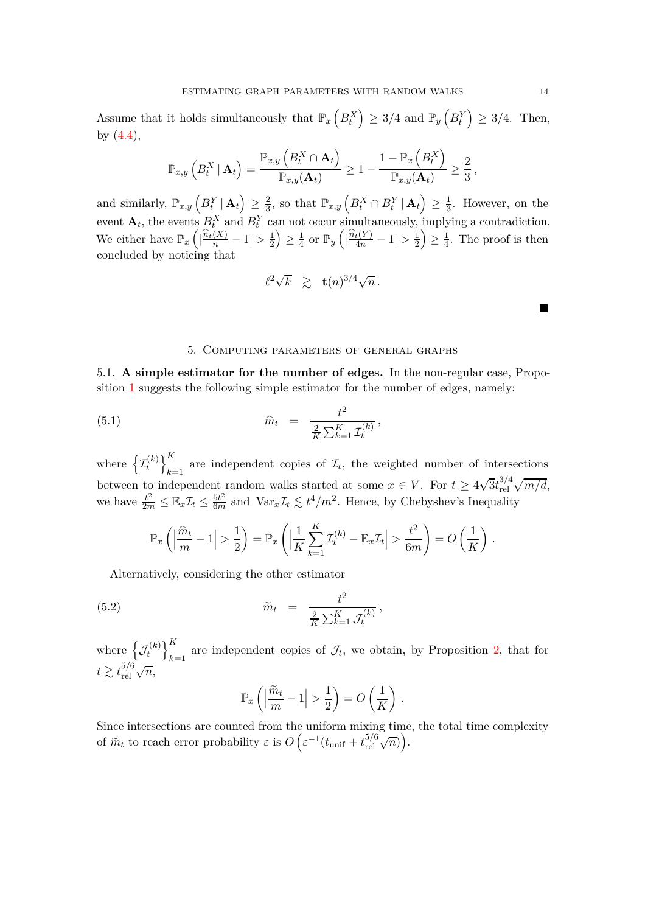Assume that it holds simultaneously that $\mathbb{P}_x\left(B_t^X\right) \geq 3/4$ and $\mathbb{P}_y\left(B_t^Y\right) \geq 3/4$. Then, by (4.4),

$$\mathbb{P}_{x,y}\left(B_t^X \mid \mathbf{A}_t\right) = \frac{\mathbb{P}_{x,y}\left(B_t^X \cap \mathbf{A}_t\right)}{\mathbb{P}_{x,y}(\mathbf{A}_t)} \geq 1 - \frac{1 - \mathbb{P}_x\left(B_t^X\right)}{\mathbb{P}_{x,y}(\mathbf{A}_t)} \geq \frac{2}{3},$$

and similarly, $\mathbb{P}_{x,y}\left(B_t^Y \mid \mathbf{A}_t\right) \geq \frac{2}{3}$, so that $\mathbb{P}_{x,y}\left(B_t^X \cap B_t^Y \mid \mathbf{A}_t\right) \geq \frac{1}{3}$. However, on the event $\mathbf{A}_t$, the events $B_t^X$ and $B_t^Y$ can not occur simultaneously, implying a contradiction. We either have $\mathbb{P}_x\left(|\frac{\widehat{n}_t(X)}{n} - 1| > \frac{1}{2}\right) \geq \frac{1}{4}$ or $\mathbb{P}_y\left(|\frac{\widehat{n}_t(Y)}{4n} - 1| > \frac{1}{2}\right) \geq \frac{1}{4}$. The proof is then concluded by noticing that

$$\ell^2\sqrt{k} \quad \gtrsim \quad \mathbf{t}(n)^{3/4}\sqrt{n}\,.$$

■

## 5. Computing parameters of general graphs

**5.1. A simple estimator for the number of edges.** In the non-regular case, Proposition 1 suggests the following simple estimator for the number of edges, namely:

$$\widehat{m}_t \quad = \quad \frac{t^2}{\frac{2}{K}\sum_{k=1}^K \mathcal{I}_t^{(k)}}\,, \tag{5.1}$$

where $\left\{\mathcal{I}_t^{(k)}\right\}_{k=1}^K$ are independent copies of $\mathcal{I}_t$, the weighted number of intersections between to independent random walks started at some $x \in V$. For $t \geq 4\sqrt{3}t_{\mathrm{rel}}^{3/4}\sqrt{m/d}$, we have $\frac{t^2}{2m} \leq \mathbb{E}_x\mathcal{I}_t \leq \frac{5t^2}{6m}$ and $\mathrm{Var}_x\mathcal{I}_t \lesssim t^4/m^2$. Hence, by Chebyshev's Inequality

$$\mathbb{P}_x\left(\left|\frac{\widehat{m}_t}{m} - 1\right| > \frac{1}{2}\right) = \mathbb{P}_x\left(\left|\frac{1}{K}\sum_{k=1}^K \mathcal{I}_t^{(k)} - \mathbb{E}_x\mathcal{I}_t\right| > \frac{t^2}{6m}\right) = O\left(\frac{1}{K}\right).$$

Alternatively, considering the other estimator

$$\widetilde{m}_t \quad = \quad \frac{t^2}{\frac{2}{K}\sum_{k=1}^K \mathcal{J}_t^{(k)}}\,, \tag{5.2}$$

where $\left\{\mathcal{J}_t^{(k)}\right\}_{k=1}^K$ are independent copies of $\mathcal{J}_t$, we obtain, by Proposition 2, that for $t \gtrsim t_{\mathrm{rel}}^{5/6}\sqrt{n}$,

$$\mathbb{P}_x\left(\left|\frac{\widetilde{m}_t}{m} - 1\right| > \frac{1}{2}\right) = O\left(\frac{1}{K}\right).$$

Since intersections are counted from the uniform mixing time, the total time complexity of $\widetilde{m}_t$ to reach error probability $\varepsilon$ is $O\left(\varepsilon^{-1}(t_{\mathrm{unif}} + t_{\mathrm{rel}}^{5/6}\sqrt{n})\right)$.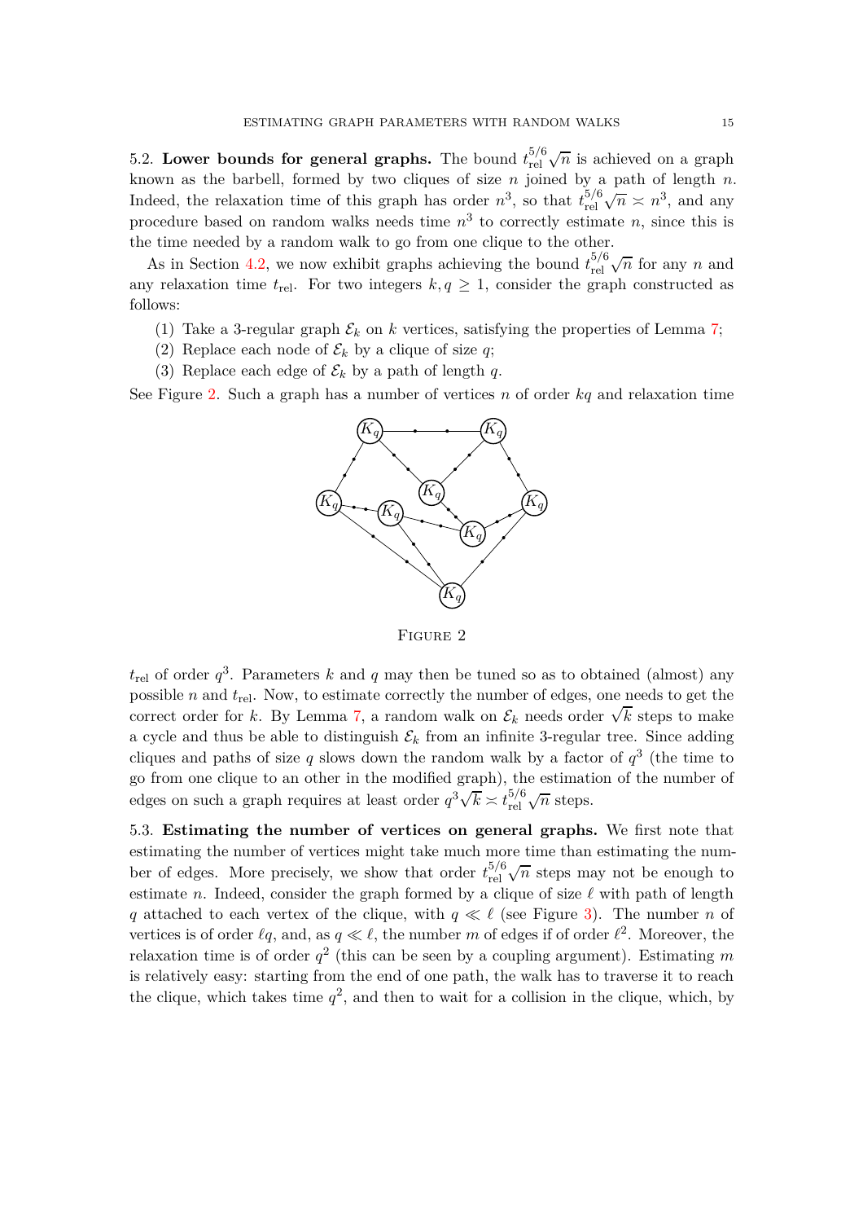5.2. **Lower bounds for general graphs.** The bound $t_{\mathrm{rel}}^{5/6}\sqrt{n}$ is achieved on a graph known as the barbell, formed by two cliques of size $n$ joined by a path of length $n$. Indeed, the relaxation time of this graph has order $n^3$, so that $t_{\mathrm{rel}}^{5/6}\sqrt{n} \asymp n^3$, and any procedure based on random walks needs time $n^3$ to correctly estimate $n$, since this is the time needed by a random walk to go from one clique to the other.

As in Section 4.2, we now exhibit graphs achieving the bound $t_{\mathrm{rel}}^{5/6}\sqrt{n}$ for any $n$ and any relaxation time $t_{\mathrm{rel}}$. For two integers $k, q \geq 1$, consider the graph constructed as follows:

(1) Take a 3-regular graph $\mathcal{E}_k$ on $k$ vertices, satisfying the properties of Lemma 7;
(2) Replace each node of $\mathcal{E}_k$ by a clique of size $q$;
(3) Replace each edge of $\mathcal{E}_k$ by a path of length $q$.

See Figure 2. Such a graph has a number of vertices $n$ of order $kq$ and relaxation time

$K_q$
$K_q$
$K_q$
$K_q$
$K_q$
$K_q$
$K_q$
$K_q$

Figure 2

$t_{\mathrm{rel}}$ of order $q^3$. Parameters $k$ and $q$ may then be tuned so as to obtained (almost) any possible $n$ and $t_{\mathrm{rel}}$. Now, to estimate correctly the number of edges, one needs to get the correct order for $k$. By Lemma 7, a random walk on $\mathcal{E}_k$ needs order $\sqrt{k}$ steps to make a cycle and thus be able to distinguish $\mathcal{E}_k$ from an infinite 3-regular tree. Since adding cliques and paths of size $q$ slows down the random walk by a factor of $q^3$ (the time to go from one clique to an other in the modified graph), the estimation of the number of edges on such a graph requires at least order $q^3\sqrt{k} \asymp t_{\mathrm{rel}}^{5/6}\sqrt{n}$ steps.

5.3. **Estimating the number of vertices on general graphs.** We first note that estimating the number of vertices might take much more time than estimating the number of edges. More precisely, we show that order $t_{\mathrm{rel}}^{5/6}\sqrt{n}$ steps may not be enough to estimate $n$. Indeed, consider the graph formed by a clique of size $\ell$ with path of length $q$ attached to each vertex of the clique, with $q \ll \ell$ (see Figure 3). The number $n$ of vertices is of order $\ell q$, and, as $q \ll \ell$, the number $m$ of edges if of order $\ell^2$. Moreover, the relaxation time is of order $q^2$ (this can be seen by a coupling argument). Estimating $m$ is relatively easy: starting from the end of one path, the walk has to traverse it to reach the clique, which takes time $q^2$, and then to wait for a collision in the clique, which, by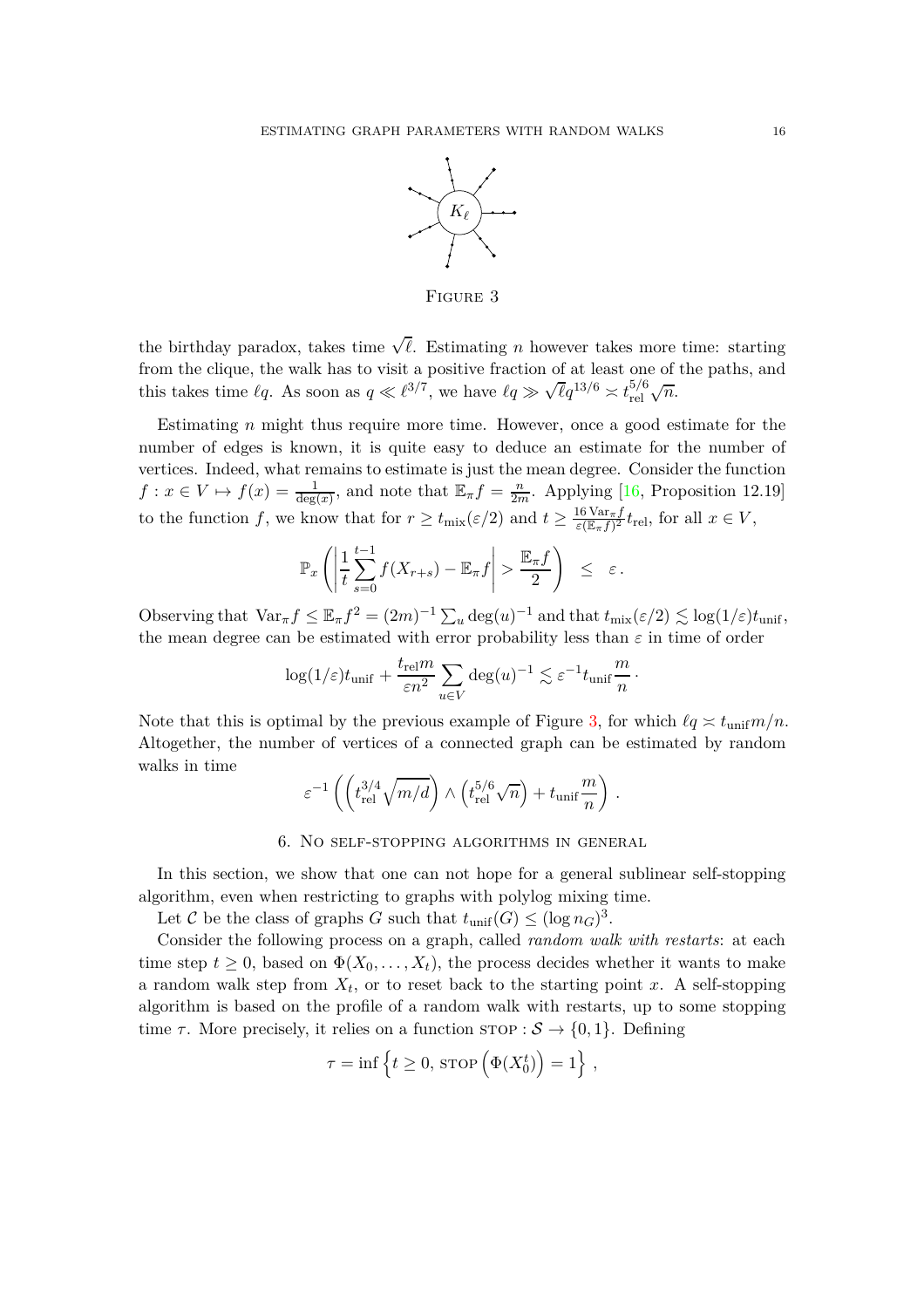Figure 3

the birthday paradox, takes time $\sqrt{\ell}$. Estimating $n$ however takes more time: starting from the clique, the walk has to visit a positive fraction of at least one of the paths, and this takes time $\ell q$. As soon as $q \ll \ell^{3/7}$, we have $\ell q \gg \sqrt{\ell} q^{13/6} \asymp t_{\mathrm{rel}}^{5/6} \sqrt{n}$.

Estimating $n$ might thus require more time. However, once a good estimate for the number of edges is known, it is quite easy to deduce an estimate for the number of vertices. Indeed, what remains to estimate is just the mean degree. Consider the function $f : x \in V \mapsto f(x) = \frac{1}{\deg(x)}$, and note that $\mathbb{E}_\pi f = \frac{n}{2m}$. Applying [16, Proposition 12.19] to the function $f$, we know that for $r \geq t_{\mathrm{mix}}(\varepsilon/2)$ and $t \geq \frac{16 \operatorname{Var}_\pi f}{\varepsilon (\mathbb{E}_\pi f)^2} t_{\mathrm{rel}}$, for all $x \in V$,

$$\mathbb{P}_x \left( \left| \frac{1}{t} \sum_{s=0}^{t-1} f(X_{r+s}) - \mathbb{E}_\pi f \right| > \frac{\mathbb{E}_\pi f}{2} \right) \quad \leq \quad \varepsilon \, .$$

Observing that $\operatorname{Var}_\pi f \leq \mathbb{E}_\pi f^2 = (2m)^{-1} \sum_u \deg(u)^{-1}$ and that $t_{\mathrm{mix}}(\varepsilon/2) \lesssim \log(1/\varepsilon) t_{\mathrm{unif}}$, the mean degree can be estimated with error probability less than $\varepsilon$ in time of order

$$\log(1/\varepsilon) t_{\mathrm{unif}} + \frac{t_{\mathrm{rel}} m}{\varepsilon n^2} \sum_{u \in V} \deg(u)^{-1} \lesssim \varepsilon^{-1} t_{\mathrm{unif}} \frac{m}{n} \, .$$

Note that this is optimal by the previous example of Figure 3, for which $\ell q \asymp t_{\mathrm{unif}} m/n$. Altogether, the number of vertices of a connected graph can be estimated by random walks in time

$$\varepsilon^{-1} \left( \left( t_{\mathrm{rel}}^{3/4} \sqrt{m/d} \right) \wedge \left( t_{\mathrm{rel}}^{5/6} \sqrt{n} \right) + t_{\mathrm{unif}} \frac{m}{n} \right) \, .$$

## 6. No self-stopping algorithms in general

In this section, we show that one can not hope for a general sublinear self-stopping algorithm, even when restricting to graphs with polylog mixing time.

Let $\mathcal{C}$ be the class of graphs $G$ such that $t_{\mathrm{unif}}(G) \leq (\log n_G)^3$.

Consider the following process on a graph, called *random walk with restarts*: at each time step $t \geq 0$, based on $\Phi(X_0, \ldots, X_t)$, the process decides whether it wants to make a random walk step from $X_t$, or to reset back to the starting point $x$. A self-stopping algorithm is based on the profile of a random walk with restarts, up to some stopping time $\tau$. More precisely, it relies on a function $\textsc{stop} : \mathcal{S} \to \{0, 1\}$. Defining

$$\tau = \inf \left\{ t \geq 0, \, \textsc{stop} \left( \Phi(X_0^t) \right) = 1 \right\} \, ,$$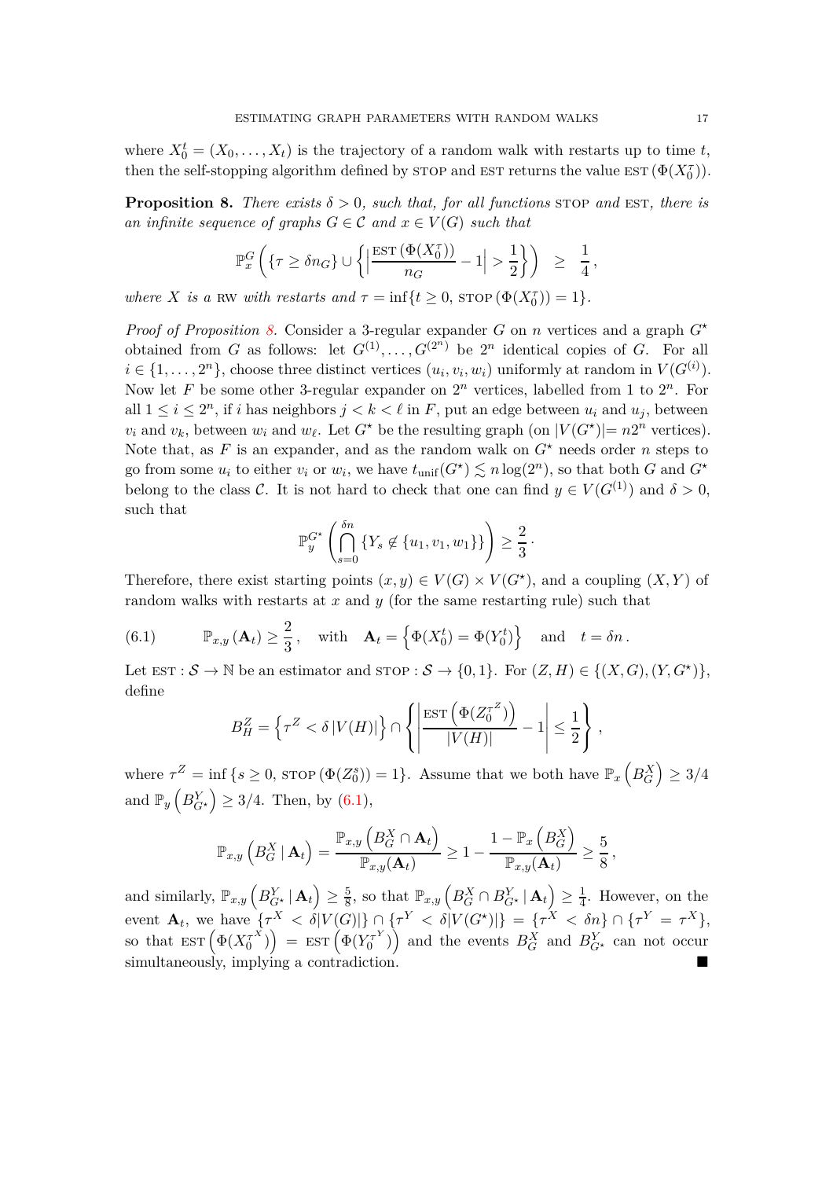where $X_0^t = (X_0, \ldots, X_t)$ is the trajectory of a random walk with restarts up to time $t$, then the self-stopping algorithm defined by STOP and EST returns the value $\text{EST}(\Phi(X_0^\tau))$.

**Proposition 8.** *There exists $\delta > 0$, such that, for all functions* STOP *and* EST*, there is an infinite sequence of graphs $G \in \mathcal{C}$ and $x \in V(G)$ such that*

$$\mathbb{P}_x^G \left( \{\tau \geq \delta n_G\} \cup \left\{ \Big| \frac{\text{EST}\left(\Phi(X_0^\tau)\right)}{n_G} - 1 \Big| > \frac{1}{2} \right\} \right) \quad \geq \quad \frac{1}{4},$$

*where $X$ is a* RW *with restarts and $\tau = \inf\{t \geq 0, \ \text{STOP}\left(\Phi(X_0^t)\right) = 1\}$.*

*Proof of Proposition 8.* Consider a 3-regular expander $G$ on $n$ vertices and a graph $G^\star$ obtained from $G$ as follows: let $G^{(1)}, \ldots, G^{(2^n)}$ be $2^n$ identical copies of $G$. For all $i \in \{1, \ldots, 2^n\}$, choose three distinct vertices $(u_i, v_i, w_i)$ uniformly at random in $V(G^{(i)})$. Now let $F$ be some other 3-regular expander on $2^n$ vertices, labelled from 1 to $2^n$. For all $1 \leq i \leq 2^n$, if $i$ has neighbors $j < k < \ell$ in $F$, put an edge between $u_i$ and $u_j$, between $v_i$ and $v_k$, between $w_i$ and $w_\ell$. Let $G^\star$ be the resulting graph (on $|V(G^\star)| = n2^n$ vertices). Note that, as $F$ is an expander, and as the random walk on $G^\star$ needs order $n$ steps to go from some $u_i$ to either $v_i$ or $w_i$, we have $t_{\text{unif}}(G^\star) \lesssim n \log(2^n)$, so that both $G$ and $G^\star$ belong to the class $\mathcal{C}$. It is not hard to check that one can find $y \in V(G^{(1)})$ and $\delta > 0$, such that

$$\mathbb{P}_y^{G^\star} \left( \bigcap_{s=0}^{\delta n} \{Y_s \notin \{u_1, v_1, w_1\}\} \right) \geq \frac{2}{3}.$$

Therefore, there exist starting points $(x, y) \in V(G) \times V(G^\star)$, and a coupling $(X, Y)$ of random walks with restarts at $x$ and $y$ (for the same restarting rule) such that

$$\mathbb{P}_{x,y}(\mathbf{A}_t) \geq \frac{2}{3}, \quad \text{with} \quad \mathbf{A}_t = \left\{ \Phi(X_0^t) = \Phi(Y_0^t) \right\} \quad \text{and} \quad t = \delta n. \tag{6.1}$$

Let $\text{EST} : \mathcal{S} \to \mathbb{N}$ be an estimator and $\text{STOP} : \mathcal{S} \to \{0, 1\}$. For $(Z, H) \in \{(X, G), (Y, G^\star)\}$, define

$$B_H^Z = \left\{ \tau^Z < \delta\,|V(H)| \right\} \cap \left\{ \left| \frac{\text{EST}\left(\Phi(Z_0^{\tau^Z})\right)}{|V(H)|} - 1 \right| \leq \frac{1}{2} \right\},$$

where $\tau^Z = \inf\{s \geq 0, \ \text{STOP}\left(\Phi(Z_0^s)\right) = 1\}$. Assume that we both have $\mathbb{P}_x\left(B_G^X\right) \geq 3/4$ and $\mathbb{P}_y\left(B_{G^\star}^Y\right) \geq 3/4$. Then, by (6.1),

$$\mathbb{P}_{x,y}\left(B_G^X \,|\, \mathbf{A}_t\right) = \frac{\mathbb{P}_{x,y}\left(B_G^X \cap \mathbf{A}_t\right)}{\mathbb{P}_{x,y}(\mathbf{A}_t)} \geq 1 - \frac{1 - \mathbb{P}_x\left(B_G^X\right)}{\mathbb{P}_{x,y}(\mathbf{A}_t)} \geq \frac{5}{8},$$

and similarly, $\mathbb{P}_{x,y}\left(B_{G^\star}^Y \,|\, \mathbf{A}_t\right) \geq \frac{5}{8}$, so that $\mathbb{P}_{x,y}\left(B_G^X \cap B_{G^\star}^Y \,|\, \mathbf{A}_t\right) \geq \frac{1}{4}$. However, on the event $\mathbf{A}_t$, we have $\{\tau^X < \delta|V(G)|\} \cap \{\tau^Y < \delta|V(G^\star)|\} = \{\tau^X < \delta n\} \cap \{\tau^Y = \tau^X\}$, so that $\text{EST}\left(\Phi(X_0^{\tau^X})\right) = \text{EST}\left(\Phi(Y_0^{\tau^Y})\right)$ and the events $B_G^X$ and $B_{G^\star}^Y$ can not occur simultaneously, implying a contradiction. ∎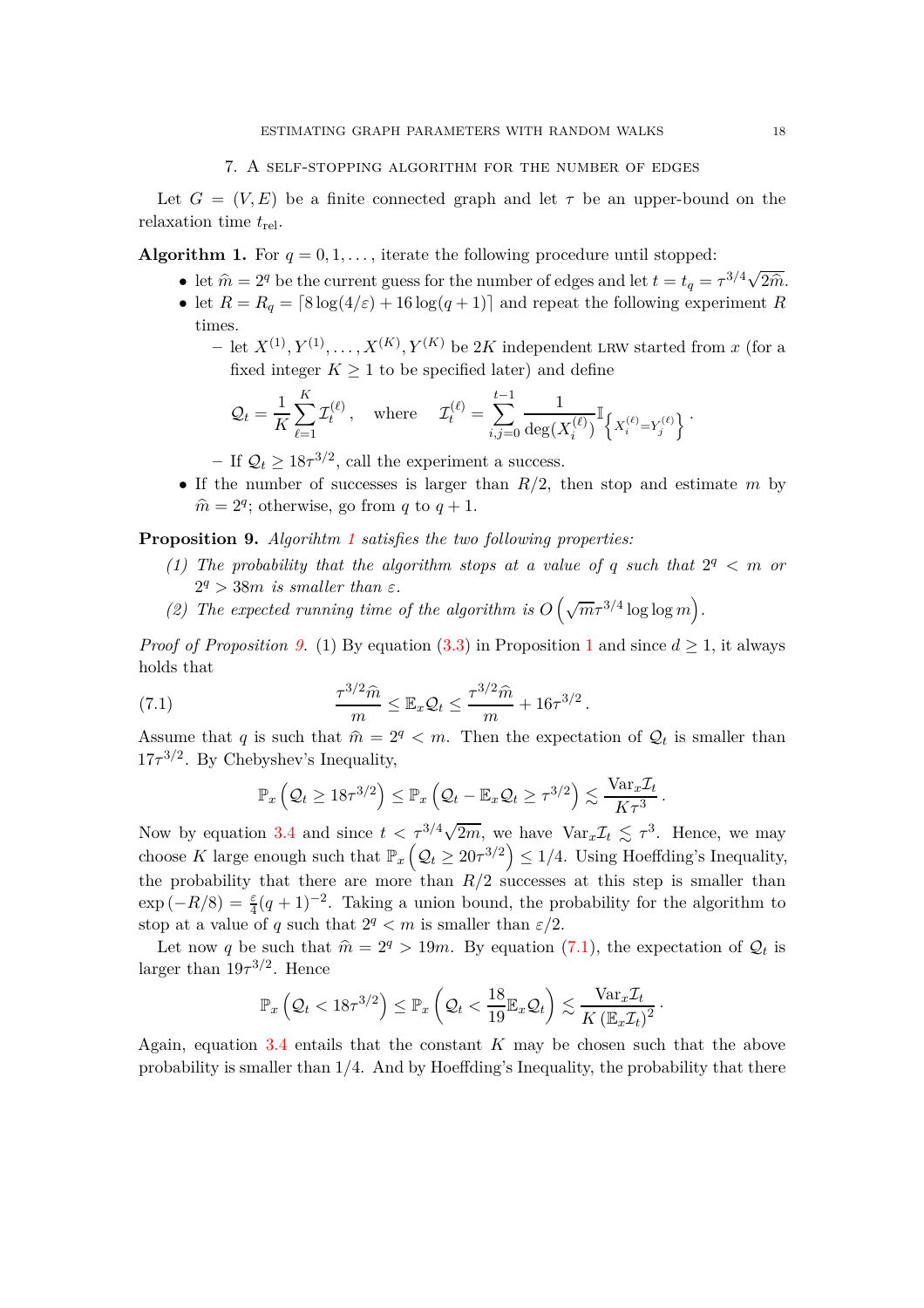## 7. A self-stopping algorithm for the number of edges

Let $G = (V, E)$ be a finite connected graph and let $\tau$ be an upper-bound on the relaxation time $t_{\text{rel}}$.

**Algorithm 1.** For $q = 0, 1, \ldots$, iterate the following procedure until stopped:

- let $\widehat{m} = 2^q$ be the current guess for the number of edges and let $t = t_q = \tau^{3/4}\sqrt{2\widehat{m}}$.
- let $R = R_q = \lceil 8\log(4/\varepsilon) + 16\log(q+1) \rceil$ and repeat the following experiment $R$ times.
  - let $X^{(1)}, Y^{(1)}, \ldots, X^{(K)}, Y^{(K)}$ be $2K$ independent LRW started from $x$ (for a fixed integer $K \geq 1$ to be specified later) and define
  $$\mathcal{Q}_t = \frac{1}{K}\sum_{\ell=1}^{K} \mathcal{I}_t^{(\ell)}, \quad \text{where} \quad \mathcal{I}_t^{(\ell)} = \sum_{i,j=0}^{t-1} \frac{1}{\deg(X_i^{(\ell)})} \mathbb{I}_{\left\{X_i^{(\ell)} = Y_j^{(\ell)}\right\}}.$$
  - If $\mathcal{Q}_t \geq 18\tau^{3/2}$, call the experiment a success.
- If the number of successes is larger than $R/2$, then stop and estimate $m$ by $\widehat{m} = 2^q$; otherwise, go from $q$ to $q+1$.

**Proposition 9.** *Algorihtm 1 satisfies the two following properties:*

*(1) The probability that the algorithm stops at a value of $q$ such that $2^q < m$ or $2^q > 38m$ is smaller than $\varepsilon$.*

*(2) The expected running time of the algorithm is $O\left(\sqrt{m}\tau^{3/4}\log\log m\right)$.*

*Proof of Proposition 9.* (1) By equation (3.3) in Proposition 1 and since $d \geq 1$, it always holds that

$$\frac{\tau^{3/2}\widehat{m}}{m} \leq \mathbb{E}_x\mathcal{Q}_t \leq \frac{\tau^{3/2}\widehat{m}}{m} + 16\tau^{3/2}. \tag{7.1}$$

Assume that $q$ is such that $\widehat{m} = 2^q < m$. Then the expectation of $\mathcal{Q}_t$ is smaller than $17\tau^{3/2}$. By Chebyshev's Inequality,

$$\mathbb{P}_x\left(\mathcal{Q}_t \geq 18\tau^{3/2}\right) \leq \mathbb{P}_x\left(\mathcal{Q}_t - \mathbb{E}_x\mathcal{Q}_t \geq \tau^{3/2}\right) \lesssim \frac{\mathrm{Var}_x\mathcal{I}_t}{K\tau^3}.$$

Now by equation 3.4 and since $t < \tau^{3/4}\sqrt{2m}$, we have $\mathrm{Var}_x\mathcal{I}_t \lesssim \tau^3$. Hence, we may choose $K$ large enough such that $\mathbb{P}_x\left(\mathcal{Q}_t \geq 20\tau^{3/2}\right) \leq 1/4$. Using Hoeffding's Inequality, the probability that there are more than $R/2$ successes at this step is smaller than $\exp(-R/8) = \frac{\varepsilon}{4}(q+1)^{-2}$. Taking a union bound, the probability for the algorithm to stop at a value of $q$ such that $2^q < m$ is smaller than $\varepsilon/2$.

Let now $q$ be such that $\widehat{m} = 2^q > 19m$. By equation (7.1), the expectation of $\mathcal{Q}_t$ is larger than $19\tau^{3/2}$. Hence

$$\mathbb{P}_x\left(\mathcal{Q}_t < 18\tau^{3/2}\right) \leq \mathbb{P}_x\left(\mathcal{Q}_t < \frac{18}{19}\mathbb{E}_x\mathcal{Q}_t\right) \lesssim \frac{\mathrm{Var}_x\mathcal{I}_t}{K\left(\mathbb{E}_x\mathcal{I}_t\right)^2}.$$

Again, equation 3.4 entails that the constant $K$ may be chosen such that the above probability is smaller than $1/4$. And by Hoeffding's Inequality, the probability that there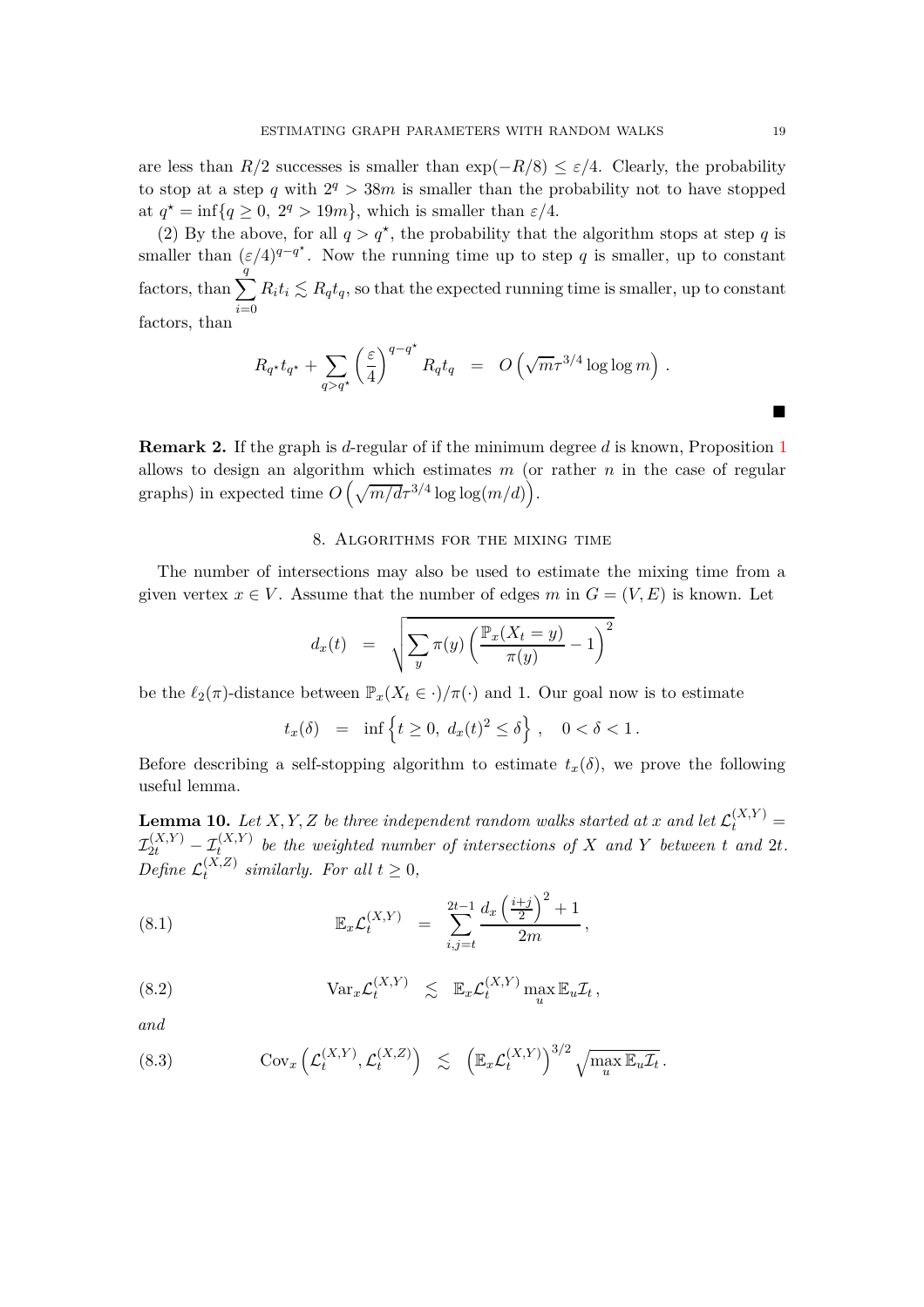are less than $R/2$ successes is smaller than $\exp(-R/8) \le \varepsilon/4$. Clearly, the probability to stop at a step $q$ with $2^q > 38m$ is smaller than the probability not to have stopped at $q^\star = \inf\{q \ge 0,\ 2^q > 19m\}$, which is smaller than $\varepsilon/4$.

(2) By the above, for all $q > q^\star$, the probability that the algorithm stops at step $q$ is smaller than $(\varepsilon/4)^{q-q^\star}$. Now the running time up to step $q$ is smaller, up to constant factors, than $\sum_{i=0}^{q} R_i t_i \lesssim R_q t_q$, so that the expected running time is smaller, up to constant factors, than

$$R_{q^\star} t_{q^\star} + \sum_{q > q^\star} \left(\frac{\varepsilon}{4}\right)^{q-q^\star} R_q t_q \quad = \quad O\left(\sqrt{m}\tau^{3/4} \log\log m\right).$$

■

**Remark 2.** If the graph is $d$-regular of if the minimum degree $d$ is known, Proposition 1 allows to design an algorithm which estimates $m$ (or rather $n$ in the case of regular graphs) in expected time $O\left(\sqrt{m/d}\tau^{3/4}\log\log(m/d)\right)$.

## 8. Algorithms for the mixing time

The number of intersections may also be used to estimate the mixing time from a given vertex $x \in V$. Assume that the number of edges $m$ in $G = (V, E)$ is known. Let

$$d_x(t) \quad = \quad \sqrt{\sum_y \pi(y) \left(\frac{\mathbb{P}_x(X_t = y)}{\pi(y)} - 1\right)^2}$$

be the $\ell_2(\pi)$-distance between $\mathbb{P}_x(X_t \in \cdot)/\pi(\cdot)$ and 1. Our goal now is to estimate

$$t_x(\delta) \quad = \quad \inf\left\{t \ge 0,\ d_x(t)^2 \le \delta\right\}, \quad 0 < \delta < 1.$$

Before describing a self-stopping algorithm to estimate $t_x(\delta)$, we prove the following useful lemma.

**Lemma 10.** *Let $X, Y, Z$ be three independent random walks started at $x$ and let $\mathcal{L}_t^{(X,Y)} = \mathcal{I}_{2t}^{(X,Y)} - \mathcal{I}_t^{(X,Y)}$ be the weighted number of intersections of $X$ and $Y$ between $t$ and $2t$. Define $\mathcal{L}_t^{(X,Z)}$ similarly. For all $t \ge 0$,*

$$\mathbb{E}_x \mathcal{L}_t^{(X,Y)} \quad = \quad \sum_{i,j=t}^{2t-1} \frac{d_x\left(\frac{i+j}{2}\right)^2 + 1}{2m}, \tag{8.1}$$

$$\mathrm{Var}_x \mathcal{L}_t^{(X,Y)} \quad \lesssim \quad \mathbb{E}_x \mathcal{L}_t^{(X,Y)} \max_u \mathbb{E}_u \mathcal{I}_t, \tag{8.2}$$

*and*

$$\mathrm{Cov}_x\left(\mathcal{L}_t^{(X,Y)}, \mathcal{L}_t^{(X,Z)}\right) \quad \lesssim \quad \left(\mathbb{E}_x \mathcal{L}_t^{(X,Y)}\right)^{3/2} \sqrt{\max_u \mathbb{E}_u \mathcal{I}_t}. \tag{8.3}$$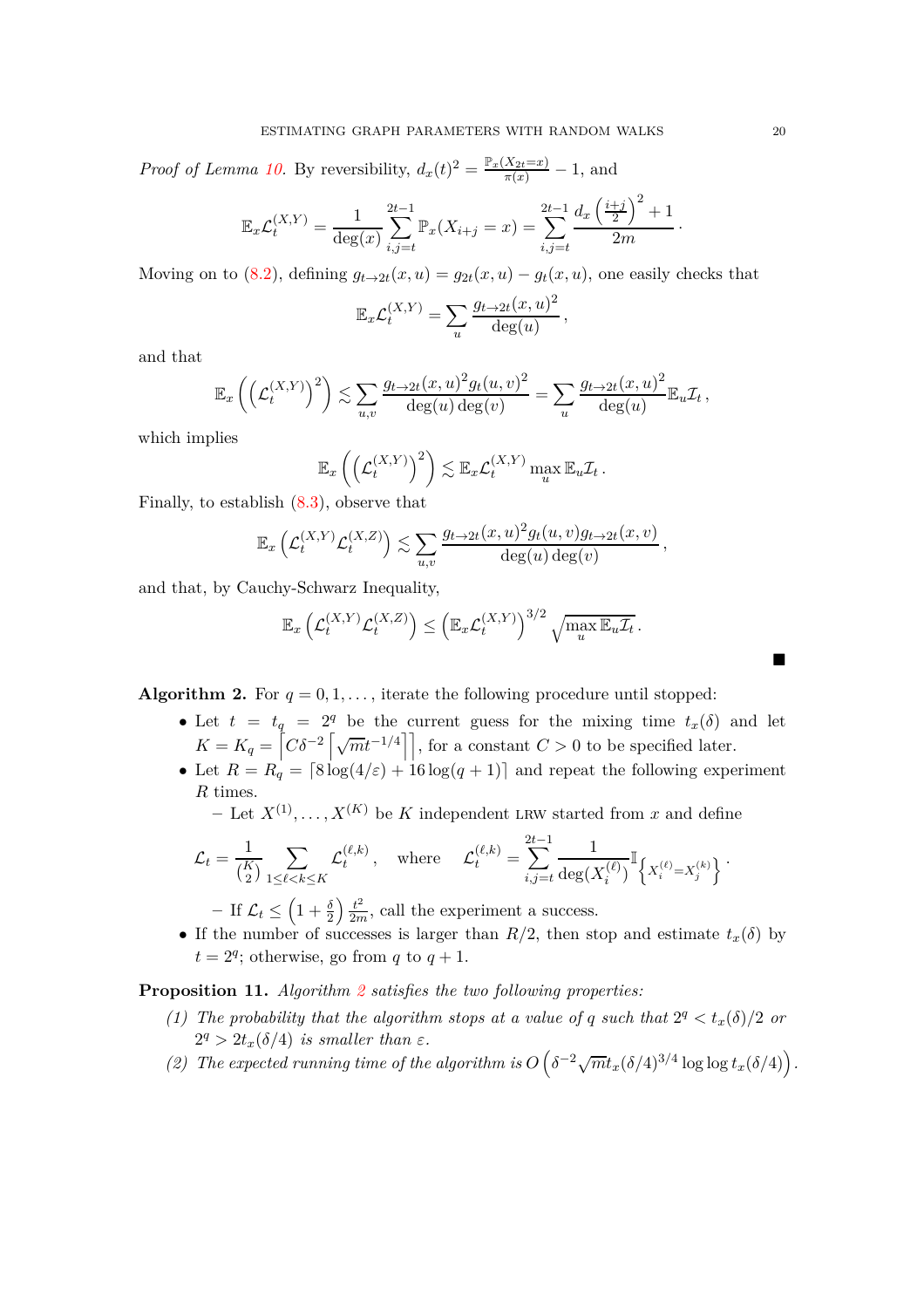*Proof of Lemma 10.* By reversibility, $d_x(t)^2 = \frac{\mathbb{P}_x(X_{2t}=x)}{\pi(x)} - 1$, and

$$\mathbb{E}_x \mathcal{L}_t^{(X,Y)} = \frac{1}{\deg(x)} \sum_{i,j=t}^{2t-1} \mathbb{P}_x(X_{i+j}=x) = \sum_{i,j=t}^{2t-1} \frac{d_x\left(\frac{i+j}{2}\right)^2 + 1}{2m}.$$

Moving on to (8.2), defining $g_{t\to 2t}(x,u) = g_{2t}(x,u) - g_t(x,u)$, one easily checks that

$$\mathbb{E}_x \mathcal{L}_t^{(X,Y)} = \sum_u \frac{g_{t\to 2t}(x,u)^2}{\deg(u)},$$

and that

$$\mathbb{E}_x \left( \left(\mathcal{L}_t^{(X,Y)}\right)^2 \right) \lesssim \sum_{u,v} \frac{g_{t\to 2t}(x,u)^2 g_t(u,v)^2}{\deg(u)\deg(v)} = \sum_u \frac{g_{t\to 2t}(x,u)^2}{\deg(u)} \mathbb{E}_u \mathcal{I}_t,$$

which implies

$$\mathbb{E}_x \left( \left(\mathcal{L}_t^{(X,Y)}\right)^2 \right) \lesssim \mathbb{E}_x \mathcal{L}_t^{(X,Y)} \max_u \mathbb{E}_u \mathcal{I}_t.$$

Finally, to establish (8.3), observe that

$$\mathbb{E}_x \left( \mathcal{L}_t^{(X,Y)} \mathcal{L}_t^{(X,Z)} \right) \lesssim \sum_{u,v} \frac{g_{t\to 2t}(x,u)^2 g_t(u,v) g_{t\to 2t}(x,v)}{\deg(u)\deg(v)},$$

and that, by Cauchy-Schwarz Inequality,

$$\mathbb{E}_x \left( \mathcal{L}_t^{(X,Y)} \mathcal{L}_t^{(X,Z)} \right) \le \left( \mathbb{E}_x \mathcal{L}_t^{(X,Y)} \right)^{3/2} \sqrt{\max_u \mathbb{E}_u \mathcal{I}_t}.$$

■

**Algorithm 2.** For $q = 0, 1, \dots,$ iterate the following procedure until stopped:

- Let $t = t_q = 2^q$ be the current guess for the mixing time $t_x(\delta)$ and let $K = K_q = \left\lceil C\delta^{-2} \left\lceil \sqrt{m} t^{-1/4} \right\rceil \right\rceil$, for a constant $C > 0$ to be specified later.
- Let $R = R_q = \lceil 8 \log(4/\varepsilon) + 16 \log(q+1) \rceil$ and repeat the following experiment $R$ times.
  - Let $X^{(1)}, \dots, X^{(K)}$ be $K$ independent LRW started from $x$ and define

$$\mathcal{L}_t = \frac{1}{\binom{K}{2}} \sum_{1\le \ell < k \le K} \mathcal{L}_t^{(\ell,k)}, \quad \text{where} \quad \mathcal{L}_t^{(\ell,k)} = \sum_{i,j=t}^{2t-1} \frac{1}{\deg(X_i^{(\ell)})} \mathbb{I}_{\left\{X_i^{(\ell)} = X_j^{(k)}\right\}}.$$

  - If $\mathcal{L}_t \le \left(1 + \frac{\delta}{2}\right) \frac{t^2}{2m}$, call the experiment a success.
- If the number of successes is larger than $R/2$, then stop and estimate $t_x(\delta)$ by $t = 2^q$; otherwise, go from $q$ to $q+1$.

**Proposition 11.** *Algorithm 2 satisfies the two following properties:*

*(1) The probability that the algorithm stops at a value of $q$ such that $2^q < t_x(\delta)/2$ or $2^q > 2t_x(\delta/4)$ is smaller than $\varepsilon$.*

*(2) The expected running time of the algorithm is $O\left(\delta^{-2}\sqrt{m}\, t_x(\delta/4)^{3/4} \log\log t_x(\delta/4)\right)$.*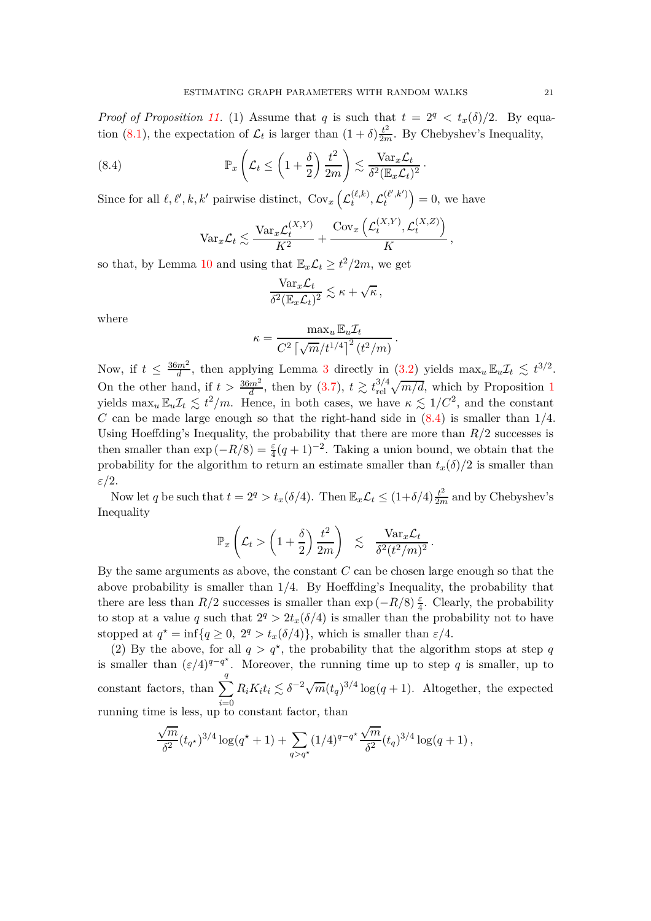*Proof of Proposition 11.* (1) Assume that $q$ is such that $t = 2^q < t_x(\delta)/2$. By equation (8.1), the expectation of $\mathcal{L}_t$ is larger than $(1+\delta)\frac{t^2}{2m}$. By Chebyshev's Inequality,

$$\mathbb{P}_x\left(\mathcal{L}_t \leq \left(1+\frac{\delta}{2}\right)\frac{t^2}{2m}\right) \lesssim \frac{\mathrm{Var}_x\mathcal{L}_t}{\delta^2(\mathbb{E}_x\mathcal{L}_t)^2}\,. \tag{8.4}$$

Since for all $\ell, \ell', k, k'$ pairwise distinct, $\mathrm{Cov}_x\left(\mathcal{L}_t^{(\ell,k)}, \mathcal{L}_t^{(\ell',k')}\right) = 0$, we have

$$\mathrm{Var}_x\mathcal{L}_t \lesssim \frac{\mathrm{Var}_x\mathcal{L}_t^{(X,Y)}}{K^2} + \frac{\mathrm{Cov}_x\left(\mathcal{L}_t^{(X,Y)}, \mathcal{L}_t^{(X,Z)}\right)}{K}\,,$$

so that, by Lemma 10 and using that $\mathbb{E}_x\mathcal{L}_t \geq t^2/2m$, we get

$$\frac{\mathrm{Var}_x\mathcal{L}_t}{\delta^2(\mathbb{E}_x\mathcal{L}_t)^2} \lesssim \kappa + \sqrt{\kappa}\,,$$

where

$$\kappa = \frac{\max_u \mathbb{E}_u\mathcal{I}_t}{C^2\left\lceil\sqrt{m}/t^{1/4}\right\rceil^2(t^2/m)}\,.$$

Now, if $t \leq \frac{36m^2}{d}$, then applying Lemma 3 directly in (3.2) yields $\max_u \mathbb{E}_u\mathcal{I}_t \lesssim t^{3/2}$. On the other hand, if $t > \frac{36m^2}{d}$, then by (3.7), $t \gtrsim t_{\mathrm{rel}}^{3/4}\sqrt{m/d}$, which by Proposition 1 yields $\max_u \mathbb{E}_u\mathcal{I}_t \lesssim t^2/m$. Hence, in both cases, we have $\kappa \lesssim 1/C^2$, and the constant $C$ can be made large enough so that the right-hand side in (8.4) is smaller than $1/4$. Using Hoeffding's Inequality, the probability that there are more than $R/2$ successes is then smaller than $\exp(-R/8) = \frac{\varepsilon}{4}(q+1)^{-2}$. Taking a union bound, we obtain that the probability for the algorithm to return an estimate smaller than $t_x(\delta)/2$ is smaller than $\varepsilon/2$.

Now let $q$ be such that $t = 2^q > t_x(\delta/4)$. Then $\mathbb{E}_x\mathcal{L}_t \leq (1+\delta/4)\frac{t^2}{2m}$ and by Chebyshev's Inequality

$$\mathbb{P}_x\left(\mathcal{L}_t > \left(1+\frac{\delta}{2}\right)\frac{t^2}{2m}\right) \;\lesssim\; \frac{\mathrm{Var}_x\mathcal{L}_t}{\delta^2(t^2/m)^2}\,.$$

By the same arguments as above, the constant $C$ can be chosen large enough so that the above probability is smaller than $1/4$. By Hoeffding's Inequality, the probability that there are less than $R/2$ successes is smaller than $\exp(-R/8)\,\frac{\varepsilon}{4}$. Clearly, the probability to stop at a value $q$ such that $2^q > 2t_x(\delta/4)$ is smaller than the probability not to have stopped at $q^\star = \inf\{q \geq 0,\ 2^q > t_x(\delta/4)\}$, which is smaller than $\varepsilon/4$.

(2) By the above, for all $q > q^\star$, the probability that the algorithm stops at step $q$ is smaller than $(\varepsilon/4)^{q-q^\star}$. Moreover, the running time up to step $q$ is smaller, up to constant factors, than $\sum_{i=0}^{q} R_iK_it_i \lesssim \delta^{-2}\sqrt{m}(t_q)^{3/4}\log(q+1)$. Altogether, the expected running time is less, up to constant factor, than

$$\frac{\sqrt{m}}{\delta^2}(t_{q^\star})^{3/4}\log(q^\star+1) + \sum_{q>q^\star}(1/4)^{q-q^\star}\frac{\sqrt{m}}{\delta^2}(t_q)^{3/4}\log(q+1)\,,$$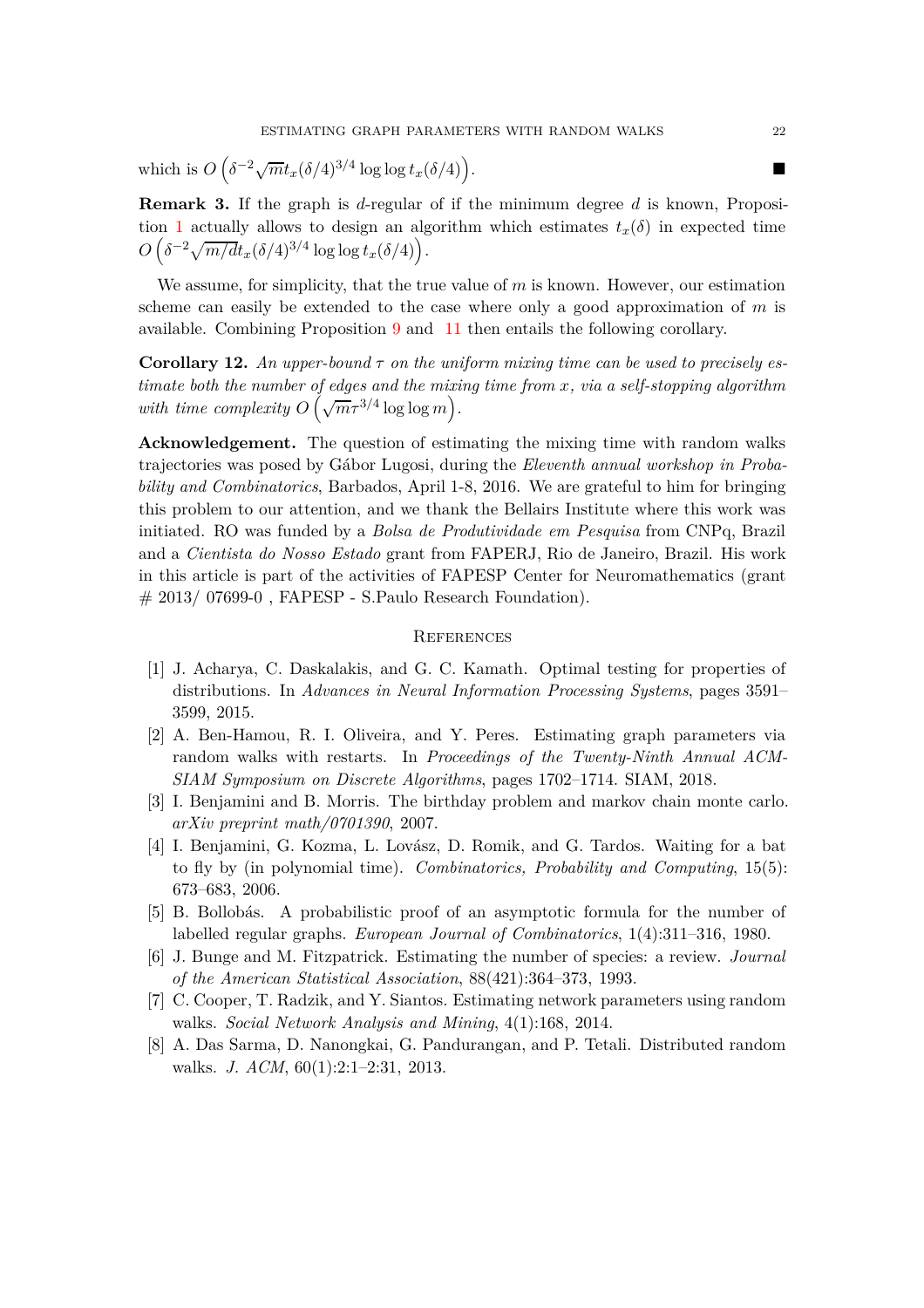which is $O\left(\delta^{-2}\sqrt{m}t_x(\delta/4)^{3/4}\log\log t_x(\delta/4)\right)$. ∎

**Remark 3.** If the graph is $d$-regular of if the minimum degree $d$ is known, Proposition 1 actually allows to design an algorithm which estimates $t_x(\delta)$ in expected time $O\left(\delta^{-2}\sqrt{m/d}t_x(\delta/4)^{3/4}\log\log t_x(\delta/4)\right)$.

We assume, for simplicity, that the true value of $m$ is known. However, our estimation scheme can easily be extended to the case where only a good approximation of $m$ is available. Combining Proposition 9 and 11 then entails the following corollary.

**Corollary 12.** *An upper-bound $\tau$ on the uniform mixing time can be used to precisely estimate both the number of edges and the mixing time from $x$, via a self-stopping algorithm with time complexity $O\left(\sqrt{m}\tau^{3/4}\log\log m\right)$.*

**Acknowledgement.** The question of estimating the mixing time with random walks trajectories was posed by Gábor Lugosi, during the *Eleventh annual workshop in Probability and Combinatorics*, Barbados, April 1-8, 2016. We are grateful to him for bringing this problem to our attention, and we thank the Bellairs Institute where this work was initiated. RO was funded by a *Bolsa de Produtividade em Pesquisa* from CNPq, Brazil and a *Cientista do Nosso Estado* grant from FAPERJ, Rio de Janeiro, Brazil. His work in this article is part of the activities of FAPESP Center for Neuromathematics (grant # 2013/ 07699-0 , FAPESP - S.Paulo Research Foundation).

## References

[1] J. Acharya, C. Daskalakis, and G. C. Kamath. Optimal testing for properties of distributions. In *Advances in Neural Information Processing Systems*, pages 3591–3599, 2015.

[2] A. Ben-Hamou, R. I. Oliveira, and Y. Peres. Estimating graph parameters via random walks with restarts. In *Proceedings of the Twenty-Ninth Annual ACM-SIAM Symposium on Discrete Algorithms*, pages 1702–1714. SIAM, 2018.

[3] I. Benjamini and B. Morris. The birthday problem and markov chain monte carlo. *arXiv preprint math/0701390*, 2007.

[4] I. Benjamini, G. Kozma, L. Lovász, D. Romik, and G. Tardos. Waiting for a bat to fly by (in polynomial time). *Combinatorics, Probability and Computing*, 15(5): 673–683, 2006.

[5] B. Bollobás. A probabilistic proof of an asymptotic formula for the number of labelled regular graphs. *European Journal of Combinatorics*, 1(4):311–316, 1980.

[6] J. Bunge and M. Fitzpatrick. Estimating the number of species: a review. *Journal of the American Statistical Association*, 88(421):364–373, 1993.

[7] C. Cooper, T. Radzik, and Y. Siantos. Estimating network parameters using random walks. *Social Network Analysis and Mining*, 4(1):168, 2014.

[8] A. Das Sarma, D. Nanongkai, G. Pandurangan, and P. Tetali. Distributed random walks. *J. ACM*, 60(1):2:1–2:31, 2013.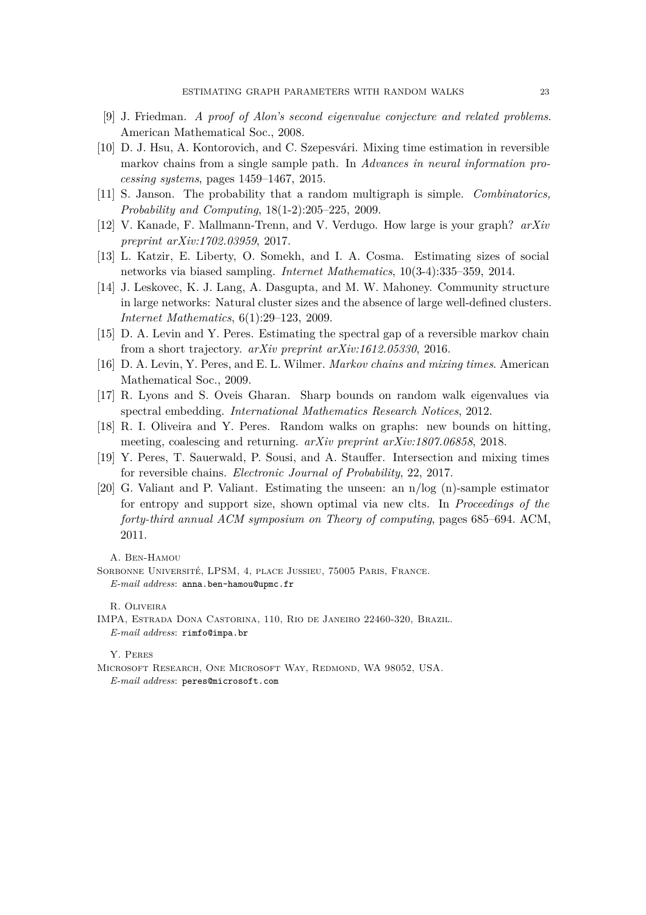[9] J. Friedman. *A proof of Alon's second eigenvalue conjecture and related problems*. American Mathematical Soc., 2008.

[10] D. J. Hsu, A. Kontorovich, and C. Szepesvári. Mixing time estimation in reversible markov chains from a single sample path. In *Advances in neural information processing systems*, pages 1459–1467, 2015.

[11] S. Janson. The probability that a random multigraph is simple. *Combinatorics, Probability and Computing*, 18(1-2):205–225, 2009.

[12] V. Kanade, F. Mallmann-Trenn, and V. Verdugo. How large is your graph? *arXiv preprint arXiv:1702.03959*, 2017.

[13] L. Katzir, E. Liberty, O. Somekh, and I. A. Cosma. Estimating sizes of social networks via biased sampling. *Internet Mathematics*, 10(3-4):335–359, 2014.

[14] J. Leskovec, K. J. Lang, A. Dasgupta, and M. W. Mahoney. Community structure in large networks: Natural cluster sizes and the absence of large well-defined clusters. *Internet Mathematics*, 6(1):29–123, 2009.

[15] D. A. Levin and Y. Peres. Estimating the spectral gap of a reversible markov chain from a short trajectory. *arXiv preprint arXiv:1612.05330*, 2016.

[16] D. A. Levin, Y. Peres, and E. L. Wilmer. *Markov chains and mixing times*. American Mathematical Soc., 2009.

[17] R. Lyons and S. Oveis Gharan. Sharp bounds on random walk eigenvalues via spectral embedding. *International Mathematics Research Notices*, 2012.

[18] R. I. Oliveira and Y. Peres. Random walks on graphs: new bounds on hitting, meeting, coalescing and returning. *arXiv preprint arXiv:1807.06858*, 2018.

[19] Y. Peres, T. Sauerwald, P. Sousi, and A. Stauffer. Intersection and mixing times for reversible chains. *Electronic Journal of Probability*, 22, 2017.

[20] G. Valiant and P. Valiant. Estimating the unseen: an n/log (n)-sample estimator for entropy and support size, shown optimal via new clts. In *Proceedings of the forty-third annual ACM symposium on Theory of computing*, pages 685–694. ACM, 2011.

A. Ben-Hamou

Sorbonne Université, LPSM, 4, place Jussieu, 75005 Paris, France.
*E-mail address*: anna.ben-hamou@upmc.fr

R. Oliveira

IMPA, Estrada Dona Castorina, 110, Rio de Janeiro 22460-320, Brazil.
*E-mail address*: rimfo@impa.br

Y. Peres

Microsoft Research, One Microsoft Way, Redmond, WA 98052, USA.
*E-mail address*: peres@microsoft.com